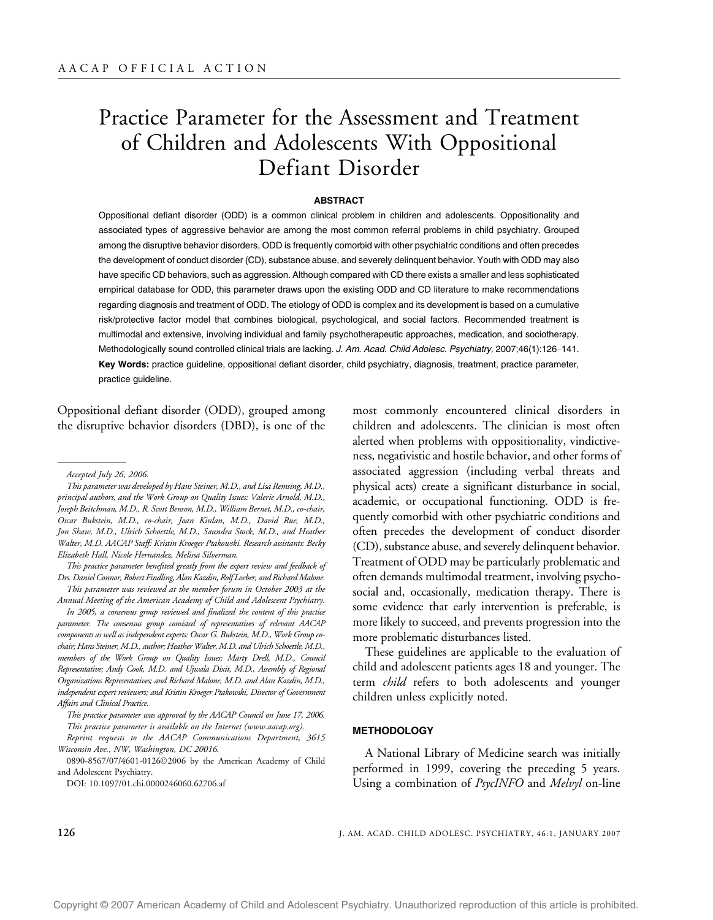AACAP OFFICIAL ACTION

# Practice Parameter for the Assessment and Treatment of Children and Adolescents With Oppositional Defiant Disorder

## ABSTRACT

Oppositional defiant disorder (ODD) is a common clinical problem in children and adolescents. Oppositionality and associated types of aggressive behavior are among the most common referral problems in child psychiatry. Grouped among the disruptive behavior disorders, ODD is frequently comorbid with other psychiatric conditions and often precedes the development of conduct disorder (CD), substance abuse, and severely delinquent behavior. Youth with ODD may also have specific CD behaviors, such as aggression. Although compared with CD there exists a smaller and less sophisticated empirical database for ODD, this parameter draws upon the existing ODD and CD literature to make recommendations regarding diagnosis and treatment of ODD. The etiology of ODD is complex and its development is based on a cumulative risk/protective factor model that combines biological, psychological, and social factors. Recommended treatment is multimodal and extensive, involving individual and family psychotherapeutic approaches, medication, and sociotherapy. Methodologically sound controlled clinical trials are lacking. *J. Am. Acad. Child Adolesc. Psychiatry,* 2007;46(1):126–141. **Key Words:** practice guideline, oppositional defiant disorder, child psychiatry, diagnosis, treatment, practice parameter, practice guideline.

Oppositional defiant disorder (ODD), grouped among the disruptive behavior disorders (DBD), is one of the most commonly encountered clinical disorders in children and adolescents. The clinician is most often alerted when problems with oppositionality, vindictiveness, negativistic and hostile behavior, and other forms of associated aggression (including verbal threats and physical acts) create a significant disturbance in social, academic, or occupational functioning. ODD is frequently comorbid with other psychiatric conditions and often precedes the development of conduct disorder (CD), substance abuse, and severely delinquent behavior. Treatment of ODD may be particularly problematic and often demands multimodal treatment, involving psychosocial and, occasionally, medication therapy. There is some evidence that early intervention is preferable, is more likely to succeed, and prevents progression into the more problematic disturbances listed.

These guidelines are applicable to the evaluation of child and adolescent patients ages 18 and younger. The term *child* refers to both adolescents and younger children unless explicitly noted.

## METHODOLOGY

A National Library of Medicine search was initially performed in 1999, covering the preceding 5 years. Using a combination of *PsycINFO* and *Melvyl* on-line

---

*Accepted July 26, 2006.*

*This parameter was developed by Hans Steiner, M.D., and Lisa Remsing, M.D., principal authors, and the Work Group on Quality Issues: Valerie Arnold, M.D., Joseph Beitchman, M.D., R. Scott Benson, M.D., William Bernet, M.D., co-chair, Oscar Bukstein, M.D., co-chair, Joan Kinlan, M.D., David Rue, M.D., Jon Shaw, M.D., Ulrich Schoettle, M.D., Saundra Stock, M.D., and Heather Walter, M.D. AACAP Staff: Kristin Kroeger Ptakowski. Research assistants: Becky Elizabeth Hall, Nicole Hernandez, Melissa Silverman.*

*This practice parameter benefited greatly from the expert review and feedback of Drs. Daniel Connor, Robert Findling, Alan Kazdin, Rolf Loeber, and Richard Malone.*

*This parameter was reviewed at the member forum in October 2003 at the Annual Meeting of the American Academy of Child and Adolescent Psychiatry.*

*In 2005, a consensus group reviewed and finalized the content of this practice parameter. The consensus group consisted of representatives of relevant AACAP components as well as independent experts: Oscar G. Bukstein, M.D., Work Group co-chair; Hans Steiner, M.D., author; Heather Walter, M.D. and Ulrich Schoettle, M.D., members of the Work Group on Quality Issues; Marty Drell, M.D., Council Representative; Andy Cook, M.D. and Ujwala Dixit, M.D., Assembly of Regional Organizations Representatives; and Richard Malone, M.D. and Alan Kazdin, M.D., independent expert reviewers; and Kristin Kroeger Ptakowski, Director of Government Affairs and Clinical Practice.*

*This practice parameter was approved by the AACAP Council on June 17, 2006.*

*This practice parameter is available on the Internet (www.aacap.org).*

*Reprint requests to the AACAP Communications Department, 3615 Wisconsin Ave., NW, Washington, DC 20016.*

0890-8567/07/4601-0126©2006 by the American Academy of Child and Adolescent Psychiatry.

DOI: 10.1097/01.chi.0000246060.62706.af

Copyright © 2007 American Academy of Child and Adolescent Psychiatry. Unauthorized reproduction of this article is prohibited.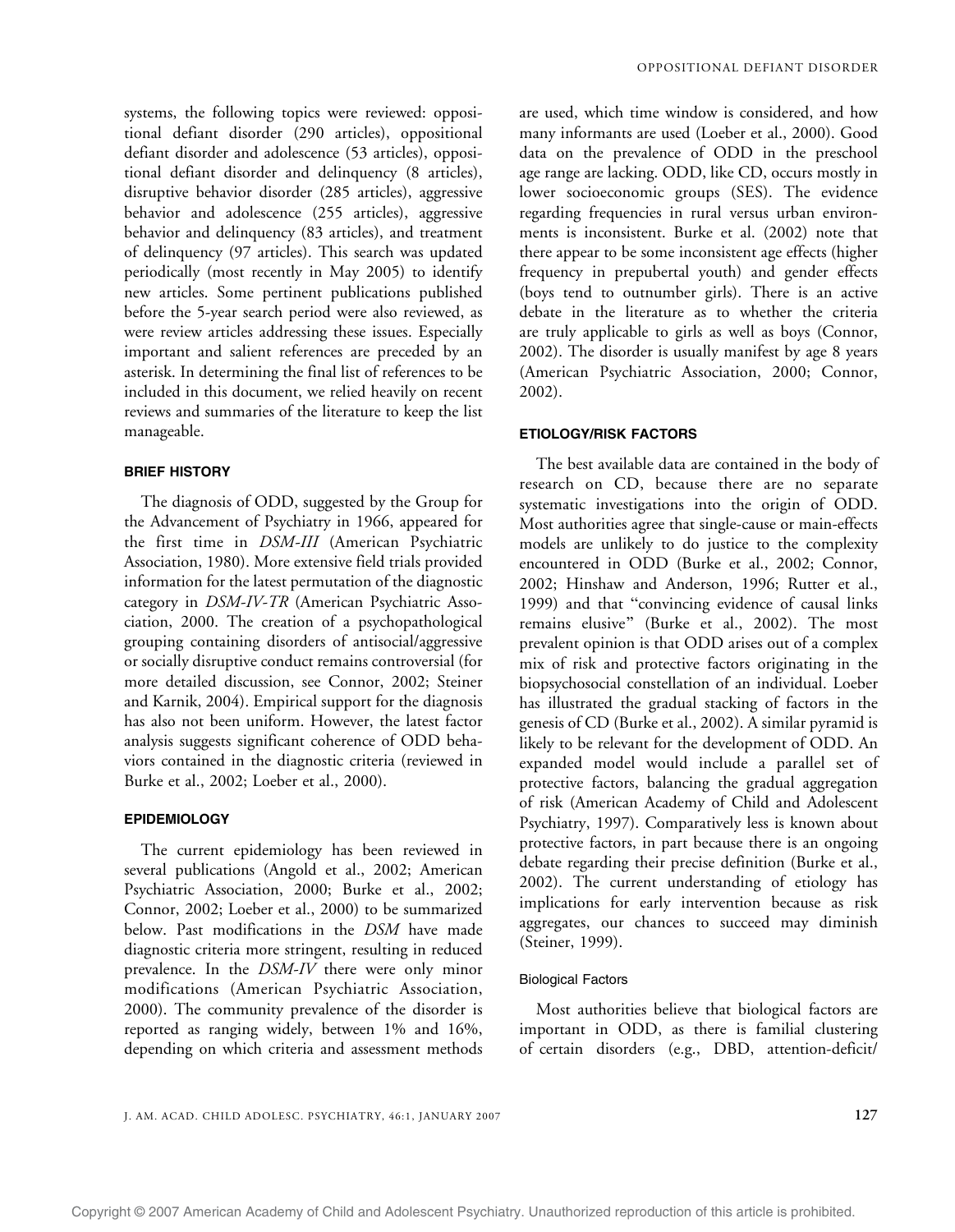systems, the following topics were reviewed: oppositional defiant disorder (290 articles), oppositional defiant disorder and adolescence (53 articles), oppositional defiant disorder and delinquency (8 articles), disruptive behavior disorder (285 articles), aggressive behavior and adolescence (255 articles), aggressive behavior and delinquency (83 articles), and treatment of delinquency (97 articles). This search was updated periodically (most recently in May 2005) to identify new articles. Some pertinent publications published before the 5-year search period were also reviewed, as were review articles addressing these issues. Especially important and salient references are preceded by an asterisk. In determining the final list of references to be included in this document, we relied heavily on recent reviews and summaries of the literature to keep the list manageable.

## BRIEF HISTORY

The diagnosis of ODD, suggested by the Group for the Advancement of Psychiatry in 1966, appeared for the first time in *DSM-III* (American Psychiatric Association, 1980). More extensive field trials provided information for the latest permutation of the diagnostic category in *DSM-IV-TR* (American Psychiatric Association, 2000. The creation of a psychopathological grouping containing disorders of antisocial/aggressive or socially disruptive conduct remains controversial (for more detailed discussion, see Connor, 2002; Steiner and Karnik, 2004). Empirical support for the diagnosis has also not been uniform. However, the latest factor analysis suggests significant coherence of ODD behaviors contained in the diagnostic criteria (reviewed in Burke et al., 2002; Loeber et al., 2000).

## EPIDEMIOLOGY

The current epidemiology has been reviewed in several publications (Angold et al., 2002; American Psychiatric Association, 2000; Burke et al., 2002; Connor, 2002; Loeber et al., 2000) to be summarized below. Past modifications in the *DSM* have made diagnostic criteria more stringent, resulting in reduced prevalence. In the *DSM-IV* there were only minor modifications (American Psychiatric Association, 2000). The community prevalence of the disorder is reported as ranging widely, between 1% and 16%, depending on which criteria and assessment methods are used, which time window is considered, and how many informants are used (Loeber et al., 2000). Good data on the prevalence of ODD in the preschool age range are lacking. ODD, like CD, occurs mostly in lower socioeconomic groups (SES). The evidence regarding frequencies in rural versus urban environments is inconsistent. Burke et al. (2002) note that there appear to be some inconsistent age effects (higher frequency in prepubertal youth) and gender effects (boys tend to outnumber girls). There is an active debate in the literature as to whether the criteria are truly applicable to girls as well as boys (Connor, 2002). The disorder is usually manifest by age 8 years (American Psychiatric Association, 2000; Connor, 2002).

## ETIOLOGY/RISK FACTORS

The best available data are contained in the body of research on CD, because there are no separate systematic investigations into the origin of ODD. Most authorities agree that single-cause or main-effects models are unlikely to do justice to the complexity encountered in ODD (Burke et al., 2002; Connor, 2002; Hinshaw and Anderson, 1996; Rutter et al., 1999) and that "convincing evidence of causal links remains elusive" (Burke et al., 2002). The most prevalent opinion is that ODD arises out of a complex mix of risk and protective factors originating in the biopsychosocial constellation of an individual. Loeber has illustrated the gradual stacking of factors in the genesis of CD (Burke et al., 2002). A similar pyramid is likely to be relevant for the development of ODD. An expanded model would include a parallel set of protective factors, balancing the gradual aggregation of risk (American Academy of Child and Adolescent Psychiatry, 1997). Comparatively less is known about protective factors, in part because there is an ongoing debate regarding their precise definition (Burke et al., 2002). The current understanding of etiology has implications for early intervention because as risk aggregates, our chances to succeed may diminish (Steiner, 1999).

### Biological Factors

Most authorities believe that biological factors are important in ODD, as there is familial clustering of certain disorders (e.g., DBD, attention-deficit/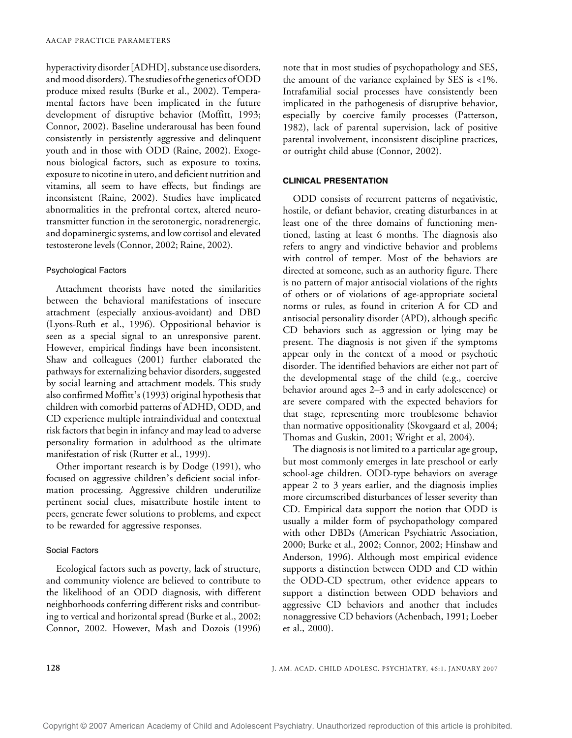hyperactivity disorder [ADHD], substance use disorders, and mood disorders). The studies of the genetics of ODD produce mixed results (Burke et al., 2002). Temperamental factors have been implicated in the future development of disruptive behavior (Moffitt, 1993; Connor, 2002). Baseline underarousal has been found consistently in persistently aggressive and delinquent youth and in those with ODD (Raine, 2002). Exogenous biological factors, such as exposure to toxins, exposure to nicotine in utero, and deficient nutrition and vitamins, all seem to have effects, but findings are inconsistent (Raine, 2002). Studies have implicated abnormalities in the prefrontal cortex, altered neurotransmitter function in the serotonergic, noradrenergic, and dopaminergic systems, and low cortisol and elevated testosterone levels (Connor, 2002; Raine, 2002).

### Psychological Factors

Attachment theorists have noted the similarities between the behavioral manifestations of insecure attachment (especially anxious-avoidant) and DBD (Lyons-Ruth et al., 1996). Oppositional behavior is seen as a special signal to an unresponsive parent. However, empirical findings have been inconsistent. Shaw and colleagues (2001) further elaborated the pathways for externalizing behavior disorders, suggested by social learning and attachment models. This study also confirmed Moffitt's (1993) original hypothesis that children with comorbid patterns of ADHD, ODD, and CD experience multiple intraindividual and contextual risk factors that begin in infancy and may lead to adverse personality formation in adulthood as the ultimate manifestation of risk (Rutter et al., 1999).

Other important research is by Dodge (1991), who focused on aggressive children's deficient social information processing. Aggressive children underutilize pertinent social clues, misattribute hostile intent to peers, generate fewer solutions to problems, and expect to be rewarded for aggressive responses.

### Social Factors

Ecological factors such as poverty, lack of structure, and community violence are believed to contribute to the likelihood of an ODD diagnosis, with different neighborhoods conferring different risks and contributing to vertical and horizontal spread (Burke et al., 2002; Connor, 2002. However, Mash and Dozois (1996) note that in most studies of psychopathology and SES, the amount of the variance explained by SES is <1%. Intrafamilial social processes have consistently been implicated in the pathogenesis of disruptive behavior, especially by coercive family processes (Patterson, 1982), lack of parental supervision, lack of positive parental involvement, inconsistent discipline practices, or outright child abuse (Connor, 2002).

## CLINICAL PRESENTATION

ODD consists of recurrent patterns of negativistic, hostile, or defiant behavior, creating disturbances in at least one of the three domains of functioning mentioned, lasting at least 6 months. The diagnosis also refers to angry and vindictive behavior and problems with control of temper. Most of the behaviors are directed at someone, such as an authority figure. There is no pattern of major antisocial violations of the rights of others or of violations of age-appropriate societal norms or rules, as found in criterion A for CD and antisocial personality disorder (APD), although specific CD behaviors such as aggression or lying may be present. The diagnosis is not given if the symptoms appear only in the context of a mood or psychotic disorder. The identified behaviors are either not part of the developmental stage of the child (e.g., coercive behavior around ages 2–3 and in early adolescence) or are severe compared with the expected behaviors for that stage, representing more troublesome behavior than normative oppositionality (Skovgaard et al, 2004; Thomas and Guskin, 2001; Wright et al, 2004).

The diagnosis is not limited to a particular age group, but most commonly emerges in late preschool or early school-age children. ODD-type behaviors on average appear 2 to 3 years earlier, and the diagnosis implies more circumscribed disturbances of lesser severity than CD. Empirical data support the notion that ODD is usually a milder form of psychopathology compared with other DBDs (American Psychiatric Association, 2000; Burke et al., 2002; Connor, 2002; Hinshaw and Anderson, 1996). Although most empirical evidence supports a distinction between ODD and CD within the ODD-CD spectrum, other evidence appears to support a distinction between ODD behaviors and aggressive CD behaviors and another that includes nonaggressive CD behaviors (Achenbach, 1991; Loeber et al., 2000).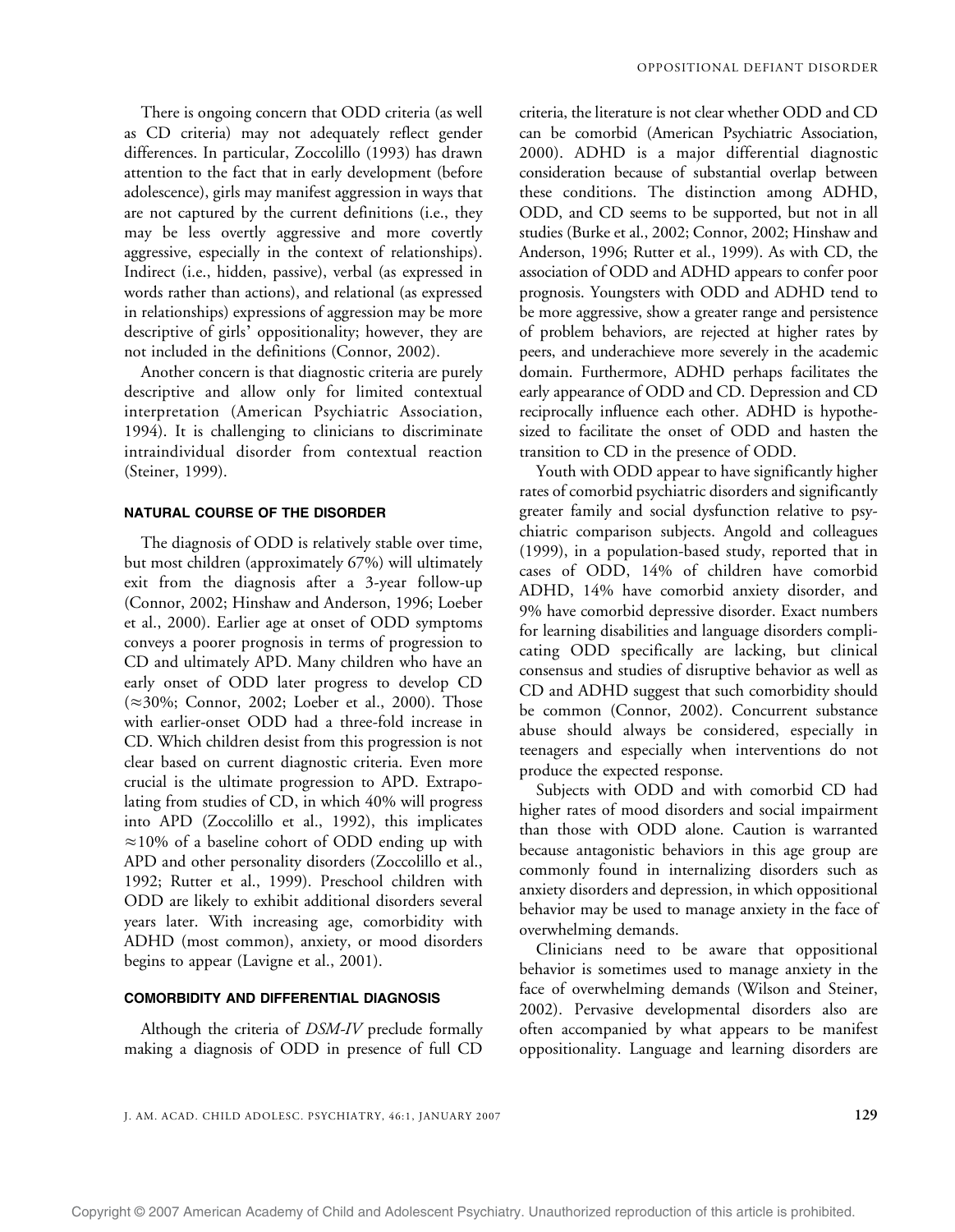There is ongoing concern that ODD criteria (as well as CD criteria) may not adequately reflect gender differences. In particular, Zoccolillo (1993) has drawn attention to the fact that in early development (before adolescence), girls may manifest aggression in ways that are not captured by the current definitions (i.e., they may be less overtly aggressive and more covertly aggressive, especially in the context of relationships). Indirect (i.e., hidden, passive), verbal (as expressed in words rather than actions), and relational (as expressed in relationships) expressions of aggression may be more descriptive of girls' oppositionality; however, they are not included in the definitions (Connor, 2002).

Another concern is that diagnostic criteria are purely descriptive and allow only for limited contextual interpretation (American Psychiatric Association, 1994). It is challenging to clinicians to discriminate intraindividual disorder from contextual reaction (Steiner, 1999).

#### NATURAL COURSE OF THE DISORDER

The diagnosis of ODD is relatively stable over time, but most children (approximately 67%) will ultimately exit from the diagnosis after a 3-year follow-up (Connor, 2002; Hinshaw and Anderson, 1996; Loeber et al., 2000). Earlier age at onset of ODD symptoms conveys a poorer prognosis in terms of progression to CD and ultimately APD. Many children who have an early onset of ODD later progress to develop CD (≈30%; Connor, 2002; Loeber et al., 2000). Those with earlier-onset ODD had a three-fold increase in CD. Which children desist from this progression is not clear based on current diagnostic criteria. Even more crucial is the ultimate progression to APD. Extrapolating from studies of CD, in which 40% will progress into APD (Zoccolillo et al., 1992), this implicates ≈10% of a baseline cohort of ODD ending up with APD and other personality disorders (Zoccolillo et al., 1992; Rutter et al., 1999). Preschool children with ODD are likely to exhibit additional disorders several years later. With increasing age, comorbidity with ADHD (most common), anxiety, or mood disorders begins to appear (Lavigne et al., 2001).

#### COMORBIDITY AND DIFFERENTIAL DIAGNOSIS

Although the criteria of *DSM-IV* preclude formally making a diagnosis of ODD in presence of full CD criteria, the literature is not clear whether ODD and CD can be comorbid (American Psychiatric Association, 2000). ADHD is a major differential diagnostic consideration because of substantial overlap between these conditions. The distinction among ADHD, ODD, and CD seems to be supported, but not in all studies (Burke et al., 2002; Connor, 2002; Hinshaw and Anderson, 1996; Rutter et al., 1999). As with CD, the association of ODD and ADHD appears to confer poor prognosis. Youngsters with ODD and ADHD tend to be more aggressive, show a greater range and persistence of problem behaviors, are rejected at higher rates by peers, and underachieve more severely in the academic domain. Furthermore, ADHD perhaps facilitates the early appearance of ODD and CD. Depression and CD reciprocally influence each other. ADHD is hypothesized to facilitate the onset of ODD and hasten the transition to CD in the presence of ODD.

Youth with ODD appear to have significantly higher rates of comorbid psychiatric disorders and significantly greater family and social dysfunction relative to psychiatric comparison subjects. Angold and colleagues (1999), in a population-based study, reported that in cases of ODD, 14% of children have comorbid ADHD, 14% have comorbid anxiety disorder, and 9% have comorbid depressive disorder. Exact numbers for learning disabilities and language disorders complicating ODD specifically are lacking, but clinical consensus and studies of disruptive behavior as well as CD and ADHD suggest that such comorbidity should be common (Connor, 2002). Concurrent substance abuse should always be considered, especially in teenagers and especially when interventions do not produce the expected response.

Subjects with ODD and with comorbid CD had higher rates of mood disorders and social impairment than those with ODD alone. Caution is warranted because antagonistic behaviors in this age group are commonly found in internalizing disorders such as anxiety disorders and depression, in which oppositional behavior may be used to manage anxiety in the face of overwhelming demands.

Clinicians need to be aware that oppositional behavior is sometimes used to manage anxiety in the face of overwhelming demands (Wilson and Steiner, 2002). Pervasive developmental disorders also are often accompanied by what appears to be manifest oppositionality. Language and learning disorders are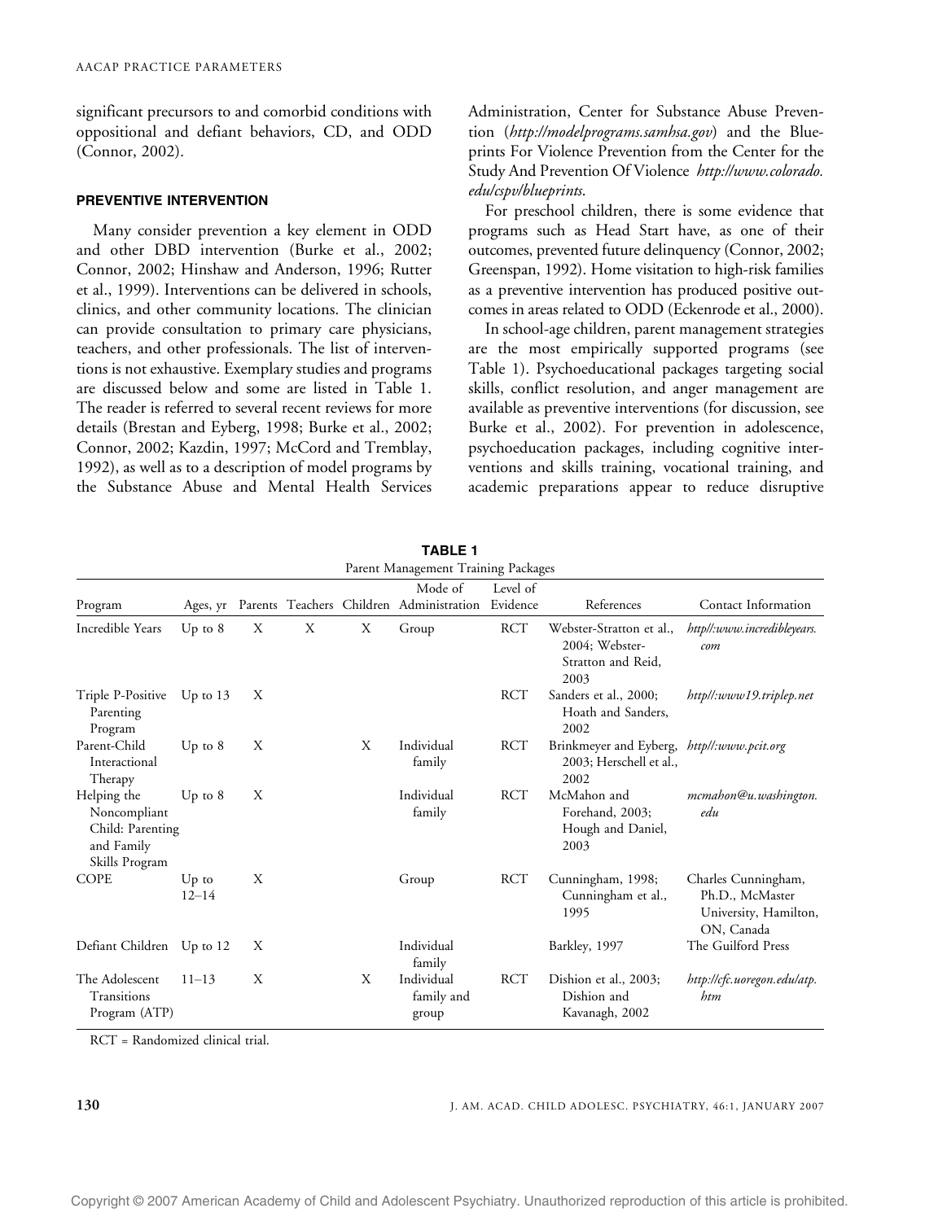significant precursors to and comorbid conditions with oppositional and defiant behaviors, CD, and ODD (Connor, 2002).

## PREVENTIVE INTERVENTION

Many consider prevention a key element in ODD and other DBD intervention (Burke et al., 2002; Connor, 2002; Hinshaw and Anderson, 1996; Rutter et al., 1999). Interventions can be delivered in schools, clinics, and other community locations. The clinician can provide consultation to primary care physicians, teachers, and other professionals. The list of interventions is not exhaustive. Exemplary studies and programs are discussed below and some are listed in Table 1. The reader is referred to several recent reviews for more details (Brestan and Eyberg, 1998; Burke et al., 2002; Connor, 2002; Kazdin, 1997; McCord and Tremblay, 1992), as well as to a description of model programs by the Substance Abuse and Mental Health Services Administration, Center for Substance Abuse Prevention (*http://modelprograms.samhsa.gov*) and the Blueprints For Violence Prevention from the Center for the Study And Prevention Of Violence *http://www.colorado.edu/cspv/blueprints*.

For preschool children, there is some evidence that programs such as Head Start have, as one of their outcomes, prevented future delinquency (Connor, 2002; Greenspan, 1992). Home visitation to high-risk families as a preventive intervention has produced positive outcomes in areas related to ODD (Eckenrode et al., 2000).

In school-age children, parent management strategies are the most empirically supported programs (see Table 1). Psychoeducational packages targeting social skills, conflict resolution, and anger management are available as preventive interventions (for discussion, see Burke et al., 2002). For prevention in adolescence, psychoeducation packages, including cognitive interventions and skills training, vocational training, and academic preparations appear to reduce disruptive

**TABLE 1**
Parent Management Training Packages

| Program | Ages, yr | Parents | Teachers | Children | Mode of Administration | Level of Evidence | References | Contact Information |
|---|---|---|---|---|---|---|---|---|
| Incredible Years | Up to 8 | X | X | X | Group | RCT | Webster-Stratton et al., 2004; Webster-Stratton and Reid, 2003 | *http//:www.incredibleyears.com* |
| Triple P-Positive Parenting Program | Up to 13 | X | | | | RCT | Sanders et al., 2000; Hoath and Sanders, 2002 | *http//:www19.triplep.net* |
| Parent-Child Interactional Therapy | Up to 8 | X | | X | Individual family | RCT | Brinkmeyer and Eyberg, 2003; Herschell et al., 2002 | *http//:www.pcit.org* |
| Helping the Noncompliant Child: Parenting and Family Skills Program | Up to 8 | X | | | Individual family | RCT | McMahon and Forehand, 2003; Hough and Daniel, 2003 | *mcmahon@u.washington.edu* |
| COPE | Up to 12–14 | X | | | Group | RCT | Cunningham, 1998; Cunningham et al., 1995 | Charles Cunningham, Ph.D., McMaster University, Hamilton, ON, Canada |
| Defiant Children | Up to 12 | X | | | Individual family | | Barkley, 1997 | The Guilford Press |
| The Adolescent Transitions Program (ATP) | 11–13 | X | | X | Individual family and group | RCT | Dishion et al., 2003; Dishion and Kavanagh, 2002 | *http://cfc.uoregon.edu/atp.htm* |

RCT = Randomized clinical trial.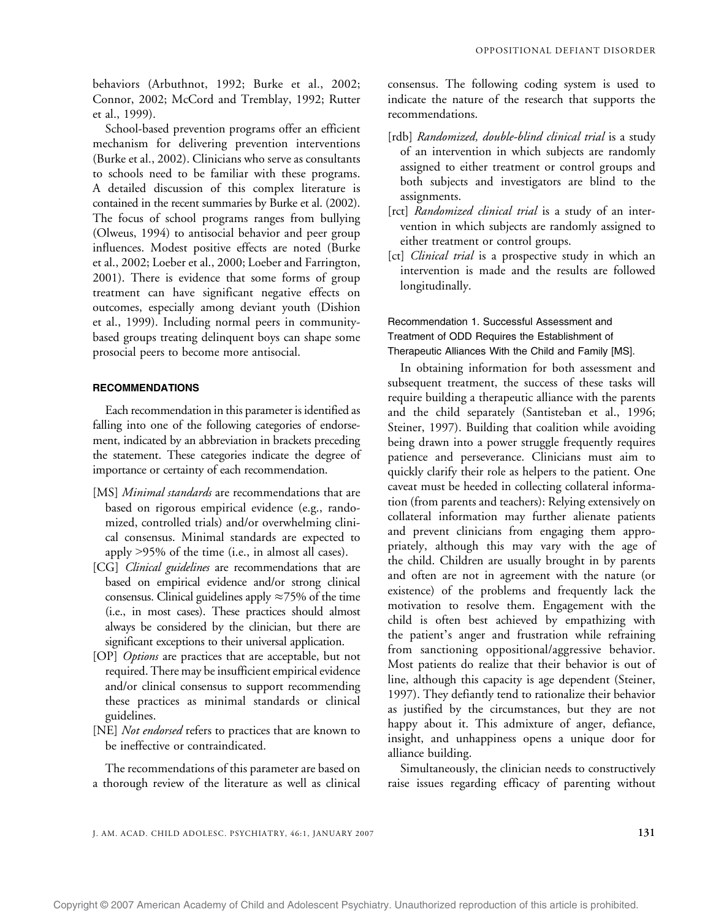behaviors (Arbuthnot, 1992; Burke et al., 2002; Connor, 2002; McCord and Tremblay, 1992; Rutter et al., 1999).

School-based prevention programs offer an efficient mechanism for delivering prevention interventions (Burke et al., 2002). Clinicians who serve as consultants to schools need to be familiar with these programs. A detailed discussion of this complex literature is contained in the recent summaries by Burke et al. (2002). The focus of school programs ranges from bullying (Olweus, 1994) to antisocial behavior and peer group influences. Modest positive effects are noted (Burke et al., 2002; Loeber et al., 2000; Loeber and Farrington, 2001). There is evidence that some forms of group treatment can have significant negative effects on outcomes, especially among deviant youth (Dishion et al., 1999). Including normal peers in community-based groups treating delinquent boys can shape some prosocial peers to become more antisocial.

## RECOMMENDATIONS

Each recommendation in this parameter is identified as falling into one of the following categories of endorsement, indicated by an abbreviation in brackets preceding the statement. These categories indicate the degree of importance or certainty of each recommendation.

- [MS] *Minimal standards* are recommendations that are based on rigorous empirical evidence (e.g., randomized, controlled trials) and/or overwhelming clinical consensus. Minimal standards are expected to apply >95% of the time (i.e., in almost all cases).
- [CG] *Clinical guidelines* are recommendations that are based on empirical evidence and/or strong clinical consensus. Clinical guidelines apply ≈75% of the time (i.e., in most cases). These practices should almost always be considered by the clinician, but there are significant exceptions to their universal application.
- [OP] *Options* are practices that are acceptable, but not required. There may be insufficient empirical evidence and/or clinical consensus to support recommending these practices as minimal standards or clinical guidelines.
- [NE] *Not endorsed* refers to practices that are known to be ineffective or contraindicated.

The recommendations of this parameter are based on a thorough review of the literature as well as clinical consensus. The following coding system is used to indicate the nature of the research that supports the recommendations.

- [rdb] *Randomized, double-blind clinical trial* is a study of an intervention in which subjects are randomly assigned to either treatment or control groups and both subjects and investigators are blind to the assignments.
- [rct] *Randomized clinical trial* is a study of an intervention in which subjects are randomly assigned to either treatment or control groups.
- [ct] *Clinical trial* is a prospective study in which an intervention is made and the results are followed longitudinally.

### Recommendation 1. Successful Assessment and Treatment of ODD Requires the Establishment of Therapeutic Alliances With the Child and Family [MS].

In obtaining information for both assessment and subsequent treatment, the success of these tasks will require building a therapeutic alliance with the parents and the child separately (Santisteban et al., 1996; Steiner, 1997). Building that coalition while avoiding being drawn into a power struggle frequently requires patience and perseverance. Clinicians must aim to quickly clarify their role as helpers to the patient. One caveat must be heeded in collecting collateral information (from parents and teachers): Relying extensively on collateral information may further alienate patients and prevent clinicians from engaging them appropriately, although this may vary with the age of the child. Children are usually brought in by parents and often are not in agreement with the nature (or existence) of the problems and frequently lack the motivation to resolve them. Engagement with the child is often best achieved by empathizing with the patient's anger and frustration while refraining from sanctioning oppositional/aggressive behavior. Most patients do realize that their behavior is out of line, although this capacity is age dependent (Steiner, 1997). They defiantly tend to rationalize their behavior as justified by the circumstances, but they are not happy about it. This admixture of anger, defiance, insight, and unhappiness opens a unique door for alliance building.

Simultaneously, the clinician needs to constructively raise issues regarding efficacy of parenting without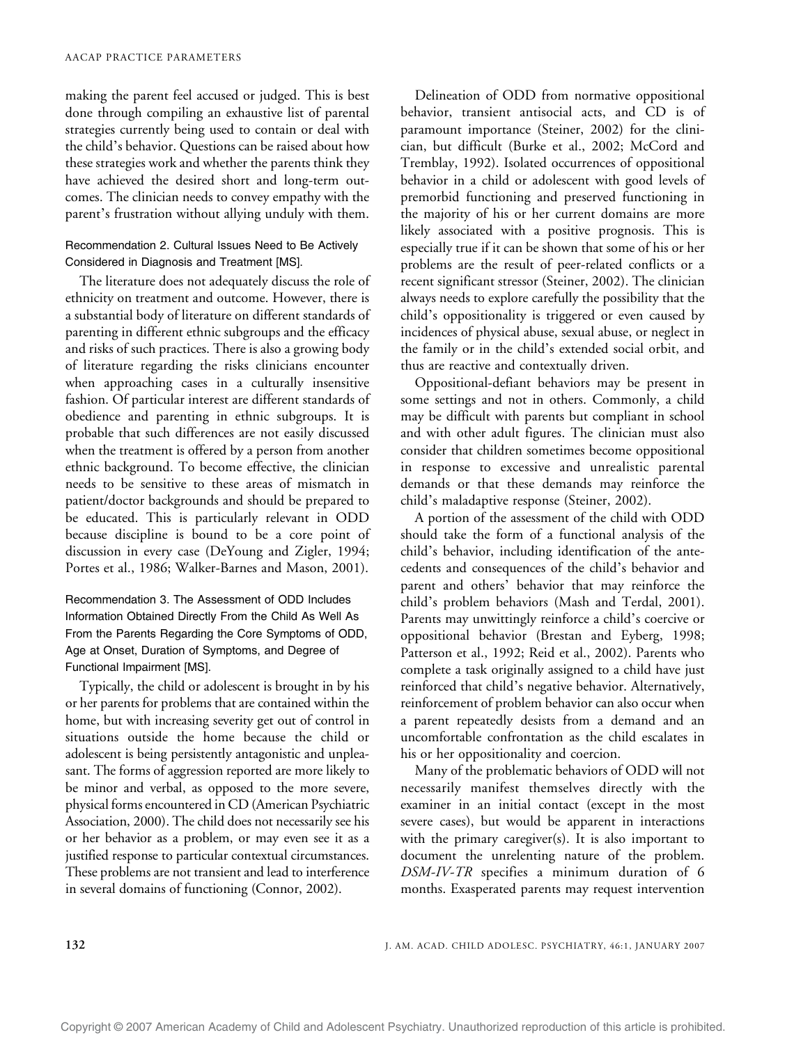making the parent feel accused or judged. This is best done through compiling an exhaustive list of parental strategies currently being used to contain or deal with the child's behavior. Questions can be raised about how these strategies work and whether the parents think they have achieved the desired short and long-term outcomes. The clinician needs to convey empathy with the parent's frustration without allying unduly with them.

### Recommendation 2. Cultural Issues Need to Be Actively Considered in Diagnosis and Treatment [MS].

The literature does not adequately discuss the role of ethnicity on treatment and outcome. However, there is a substantial body of literature on different standards of parenting in different ethnic subgroups and the efficacy and risks of such practices. There is also a growing body of literature regarding the risks clinicians encounter when approaching cases in a culturally insensitive fashion. Of particular interest are different standards of obedience and parenting in ethnic subgroups. It is probable that such differences are not easily discussed when the treatment is offered by a person from another ethnic background. To become effective, the clinician needs to be sensitive to these areas of mismatch in patient/doctor backgrounds and should be prepared to be educated. This is particularly relevant in ODD because discipline is bound to be a core point of discussion in every case (DeYoung and Zigler, 1994; Portes et al., 1986; Walker-Barnes and Mason, 2001).

### Recommendation 3. The Assessment of ODD Includes Information Obtained Directly From the Child As Well As From the Parents Regarding the Core Symptoms of ODD, Age at Onset, Duration of Symptoms, and Degree of Functional Impairment [MS].

Typically, the child or adolescent is brought in by his or her parents for problems that are contained within the home, but with increasing severity get out of control in situations outside the home because the child or adolescent is being persistently antagonistic and unpleasant. The forms of aggression reported are more likely to be minor and verbal, as opposed to the more severe, physical forms encountered in CD (American Psychiatric Association, 2000). The child does not necessarily see his or her behavior as a problem, or may even see it as a justified response to particular contextual circumstances. These problems are not transient and lead to interference in several domains of functioning (Connor, 2002).

Delineation of ODD from normative oppositional behavior, transient antisocial acts, and CD is of paramount importance (Steiner, 2002) for the clinician, but difficult (Burke et al., 2002; McCord and Tremblay, 1992). Isolated occurrences of oppositional behavior in a child or adolescent with good levels of premorbid functioning and preserved functioning in the majority of his or her current domains are more likely associated with a positive prognosis. This is especially true if it can be shown that some of his or her problems are the result of peer-related conflicts or a recent significant stressor (Steiner, 2002). The clinician always needs to explore carefully the possibility that the child's oppositionality is triggered or even caused by incidences of physical abuse, sexual abuse, or neglect in the family or in the child's extended social orbit, and thus are reactive and contextually driven.

Oppositional-defiant behaviors may be present in some settings and not in others. Commonly, a child may be difficult with parents but compliant in school and with other adult figures. The clinician must also consider that children sometimes become oppositional in response to excessive and unrealistic parental demands or that these demands may reinforce the child's maladaptive response (Steiner, 2002).

A portion of the assessment of the child with ODD should take the form of a functional analysis of the child's behavior, including identification of the antecedents and consequences of the child's behavior and parent and others' behavior that may reinforce the child's problem behaviors (Mash and Terdal, 2001). Parents may unwittingly reinforce a child's coercive or oppositional behavior (Brestan and Eyberg, 1998; Patterson et al., 1992; Reid et al., 2002). Parents who complete a task originally assigned to a child have just reinforced that child's negative behavior. Alternatively, reinforcement of problem behavior can also occur when a parent repeatedly desists from a demand and an uncomfortable confrontation as the child escalates in his or her oppositionality and coercion.

Many of the problematic behaviors of ODD will not necessarily manifest themselves directly with the examiner in an initial contact (except in the most severe cases), but would be apparent in interactions with the primary caregiver(s). It is also important to document the unrelenting nature of the problem. *DSM-IV-TR* specifies a minimum duration of 6 months. Exasperated parents may request intervention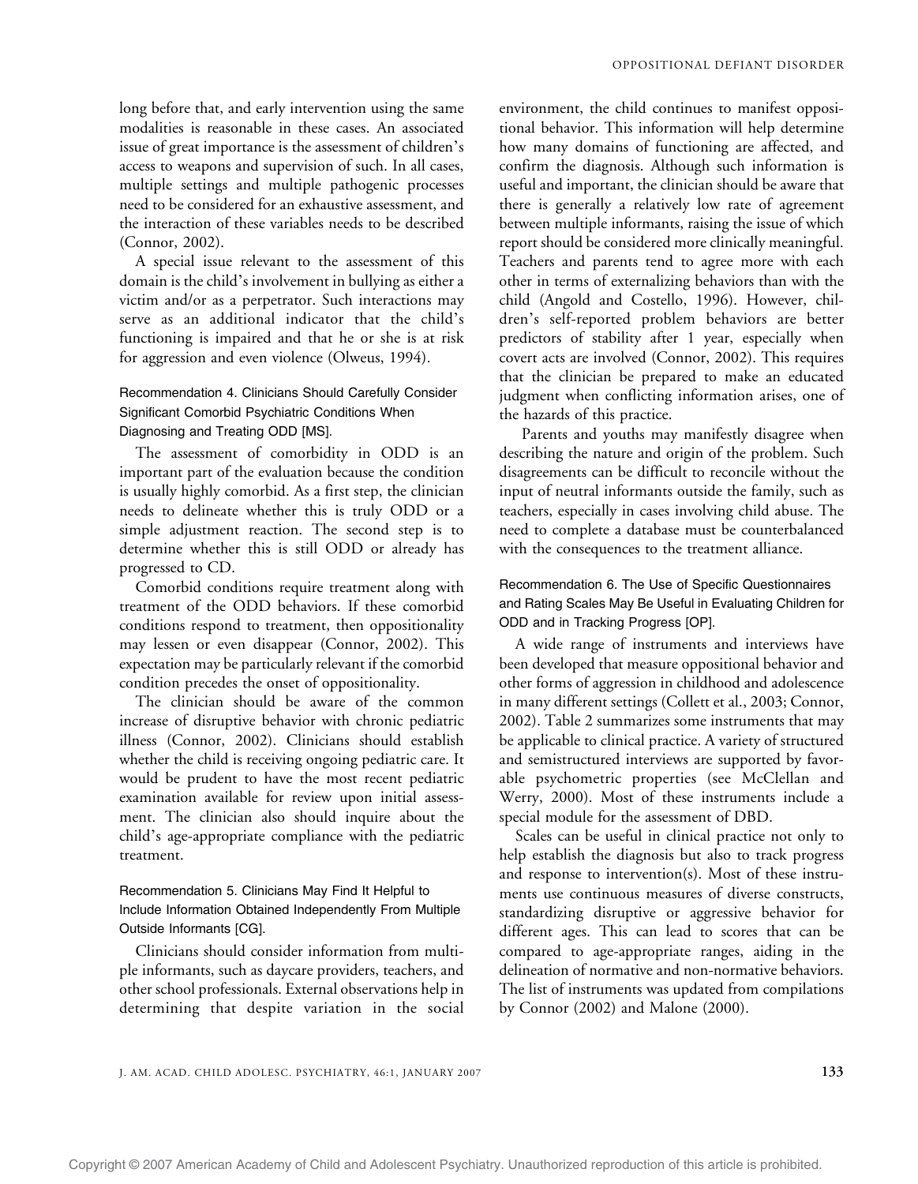long before that, and early intervention using the same modalities is reasonable in these cases. An associated issue of great importance is the assessment of children's access to weapons and supervision of such. In all cases, multiple settings and multiple pathogenic processes need to be considered for an exhaustive assessment, and the interaction of these variables needs to be described (Connor, 2002).

A special issue relevant to the assessment of this domain is the child's involvement in bullying as either a victim and/or as a perpetrator. Such interactions may serve as an additional indicator that the child's functioning is impaired and that he or she is at risk for aggression and even violence (Olweus, 1994).

### Recommendation 4. Clinicians Should Carefully Consider Significant Comorbid Psychiatric Conditions When Diagnosing and Treating ODD [MS].

The assessment of comorbidity in ODD is an important part of the evaluation because the condition is usually highly comorbid. As a first step, the clinician needs to delineate whether this is truly ODD or a simple adjustment reaction. The second step is to determine whether this is still ODD or already has progressed to CD.

Comorbid conditions require treatment along with treatment of the ODD behaviors. If these comorbid conditions respond to treatment, then oppositionality may lessen or even disappear (Connor, 2002). This expectation may be particularly relevant if the comorbid condition precedes the onset of oppositionality.

The clinician should be aware of the common increase of disruptive behavior with chronic pediatric illness (Connor, 2002). Clinicians should establish whether the child is receiving ongoing pediatric care. It would be prudent to have the most recent pediatric examination available for review upon initial assessment. The clinician also should inquire about the child's age-appropriate compliance with the pediatric treatment.

### Recommendation 5. Clinicians May Find It Helpful to Include Information Obtained Independently From Multiple Outside Informants [CG].

Clinicians should consider information from multiple informants, such as daycare providers, teachers, and other school professionals. External observations help in determining that despite variation in the social environment, the child continues to manifest oppositional behavior. This information will help determine how many domains of functioning are affected, and confirm the diagnosis. Although such information is useful and important, the clinician should be aware that there is generally a relatively low rate of agreement between multiple informants, raising the issue of which report should be considered more clinically meaningful. Teachers and parents tend to agree more with each other in terms of externalizing behaviors than with the child (Angold and Costello, 1996). However, children's self-reported problem behaviors are better predictors of stability after 1 year, especially when covert acts are involved (Connor, 2002). This requires that the clinician be prepared to make an educated judgment when conflicting information arises, one of the hazards of this practice.

Parents and youths may manifestly disagree when describing the nature and origin of the problem. Such disagreements can be difficult to reconcile without the input of neutral informants outside the family, such as teachers, especially in cases involving child abuse. The need to complete a database must be counterbalanced with the consequences to the treatment alliance.

### Recommendation 6. The Use of Specific Questionnaires and Rating Scales May Be Useful in Evaluating Children for ODD and in Tracking Progress [OP].

A wide range of instruments and interviews have been developed that measure oppositional behavior and other forms of aggression in childhood and adolescence in many different settings (Collett et al., 2003; Connor, 2002). Table 2 summarizes some instruments that may be applicable to clinical practice. A variety of structured and semistructured interviews are supported by favorable psychometric properties (see McClellan and Werry, 2000). Most of these instruments include a special module for the assessment of DBD.

Scales can be useful in clinical practice not only to help establish the diagnosis but also to track progress and response to intervention(s). Most of these instruments use continuous measures of diverse constructs, standardizing disruptive or aggressive behavior for different ages. This can lead to scores that can be compared to age-appropriate ranges, aiding in the delineation of normative and non-normative behaviors. The list of instruments was updated from compilations by Connor (2002) and Malone (2000).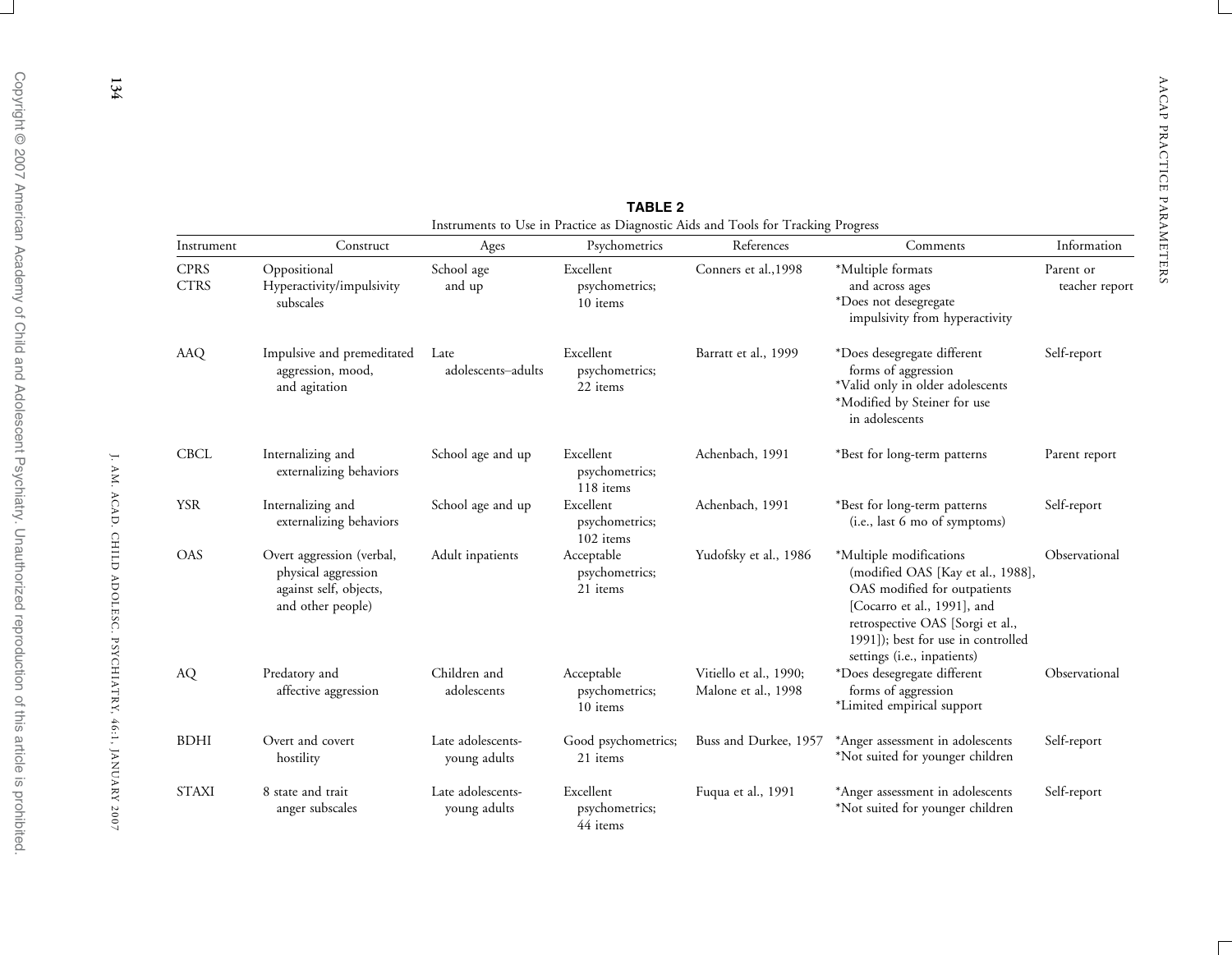**TABLE 2**
Instruments to Use in Practice as Diagnostic Aids and Tools for Tracking Progress

| Instrument | Construct | Ages | Psychometrics | References | Comments | Information |
|---|---|---|---|---|---|---|
| CPRS CTRS | Oppositional Hyperactivity/impulsivity subscales | School age and up | Excellent psychometrics; 10 items | Conners et al.,1998 | *Multiple formats and across ages *Does not desegregate impulsivity from hyperactivity | Parent or teacher report |
| AAQ | Impulsive and premeditated aggression, mood, and agitation | Late adolescents–adults | Excellent psychometrics; 22 items | Barratt et al., 1999 | *Does desegregate different forms of aggression *Valid only in older adolescents *Modified by Steiner for use in adolescents | Self-report |
| CBCL | Internalizing and externalizing behaviors | School age and up | Excellent psychometrics; 118 items | Achenbach, 1991 | *Best for long-term patterns | Parent report |
| YSR | Internalizing and externalizing behaviors | School age and up | Excellent psychometrics; 102 items | Achenbach, 1991 | *Best for long-term patterns (i.e., last 6 mo of symptoms) | Self-report |
| OAS | Overt aggression (verbal, physical aggression against self, objects, and other people) | Adult inpatients | Acceptable psychometrics; 21 items | Yudofsky et al., 1986 | *Multiple modifications (modified OAS [Kay et al., 1988], OAS modified for outpatients [Cocarro et al., 1991], and retrospective OAS [Sorgi et al., 1991]); best for use in controlled settings (i.e., inpatients) | Observational |
| AQ | Predatory and affective aggression | Children and adolescents | Acceptable psychometrics; 10 items | Vitiello et al., 1990; Malone et al., 1998 | *Does desegregate different forms of aggression *Limited empirical support | Observational |
| BDHI | Overt and covert hostility | Late adolescents-young adults | Good psychometrics; 21 items | Buss and Durkee, 1957 | *Anger assessment in adolescents *Not suited for younger children | Self-report |
| STAXI | 8 state and trait anger subscales | Late adolescents-young adults | Excellent psychometrics; 44 items | Fuqua et al., 1991 | *Anger assessment in adolescents *Not suited for younger children | Self-report |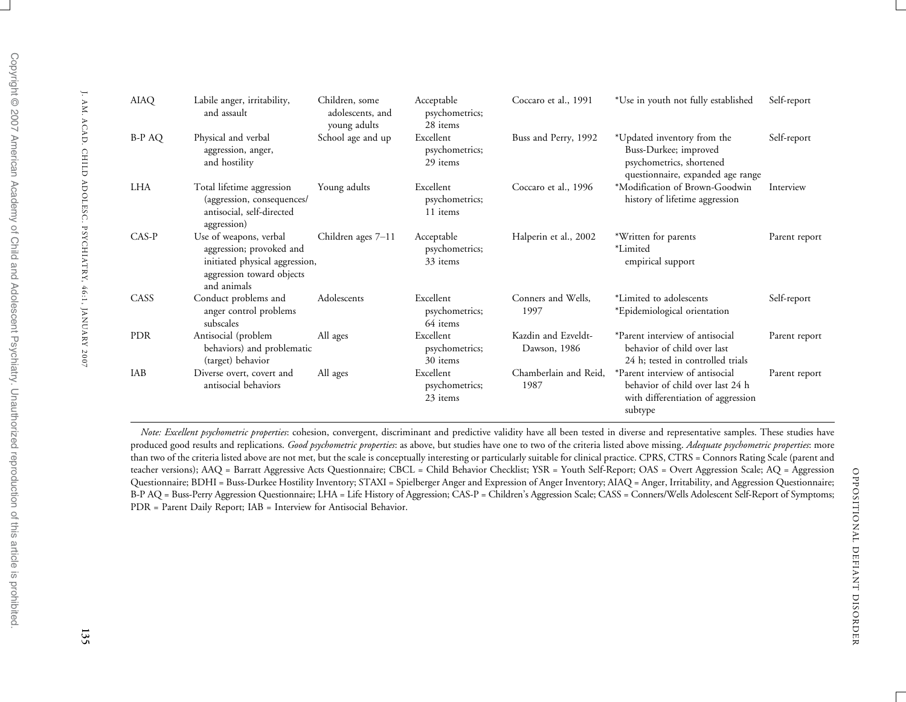| | | | | | | |
|---|---|---|---|---|---|---|
| AIAQ | Labile anger, irritability, and assault | Children, some adolescents, and young adults | Acceptable psychometrics; 28 items | Coccaro et al., 1991 | *Use in youth not fully established | Self-report |
| B-P AQ | Physical and verbal aggression, anger, and hostility | School age and up | Excellent psychometrics; 29 items | Buss and Perry, 1992 | *Updated inventory from the Buss-Durkee; improved psychometrics, shortened questionnaire, expanded age range | Self-report |
| LHA | Total lifetime aggression (aggression, consequences/antisocial, self-directed aggression) | Young adults | Excellent psychometrics; 11 items | Coccaro et al., 1996 | *Modification of Brown-Goodwin history of lifetime aggression | Interview |
| CAS-P | Use of weapons, verbal aggression; provoked and initiated physical aggression, aggression toward objects and animals | Children ages 7–11 | Acceptable psychometrics; 33 items | Halperin et al., 2002 | *Written for parents *Limited empirical support | Parent report |
| CASS | Conduct problems and anger control problems subscales | Adolescents | Excellent psychometrics; 64 items | Conners and Wells, 1997 | *Limited to adolescents *Epidemiological orientation | Self-report |
| PDR | Antisocial (problem behaviors) and problematic (target) behavior | All ages | Excellent psychometrics; 30 items | Kazdin and Ezveldt-Dawson, 1986 | *Parent interview of antisocial behavior of child over last 24 h; tested in controlled trials | Parent report |
| IAB | Diverse overt, covert and antisocial behaviors | All ages | Excellent psychometrics; 23 items | Chamberlain and Reid, 1987 | *Parent interview of antisocial behavior of child over last 24 h with differentiation of aggression subtype | Parent report |

*Note: Excellent psychometric properties*: cohesion, convergent, discriminant and predictive validity have all been tested in diverse and representative samples. These studies have produced good results and replications. *Good psychometric properties*: as above, but studies have one to two of the criteria listed above missing. *Adequate psychometric properties*: more than two of the criteria listed above are not met, but the scale is conceptually interesting or particularly suitable for clinical practice. CPRS, CTRS = Connors Rating Scale (parent and teacher versions); AAQ = Barratt Aggressive Acts Questionnaire; CBCL = Child Behavior Checklist; YSR = Youth Self-Report; OAS = Overt Aggression Scale; AQ = Aggression Questionnaire; BDHI = Buss-Durkee Hostility Inventory; STAXI = Spielberger Anger and Expression of Anger Inventory; AIAQ = Anger, Irritability, and Aggression Questionnaire; B-P AQ = Buss-Perry Aggression Questionnaire; LHA = Life History of Aggression; CAS-P = Children's Aggression Scale; CASS = Conners/Wells Adolescent Self-Report of Symptoms; PDR = Parent Daily Report; IAB = Interview for Antisocial Behavior.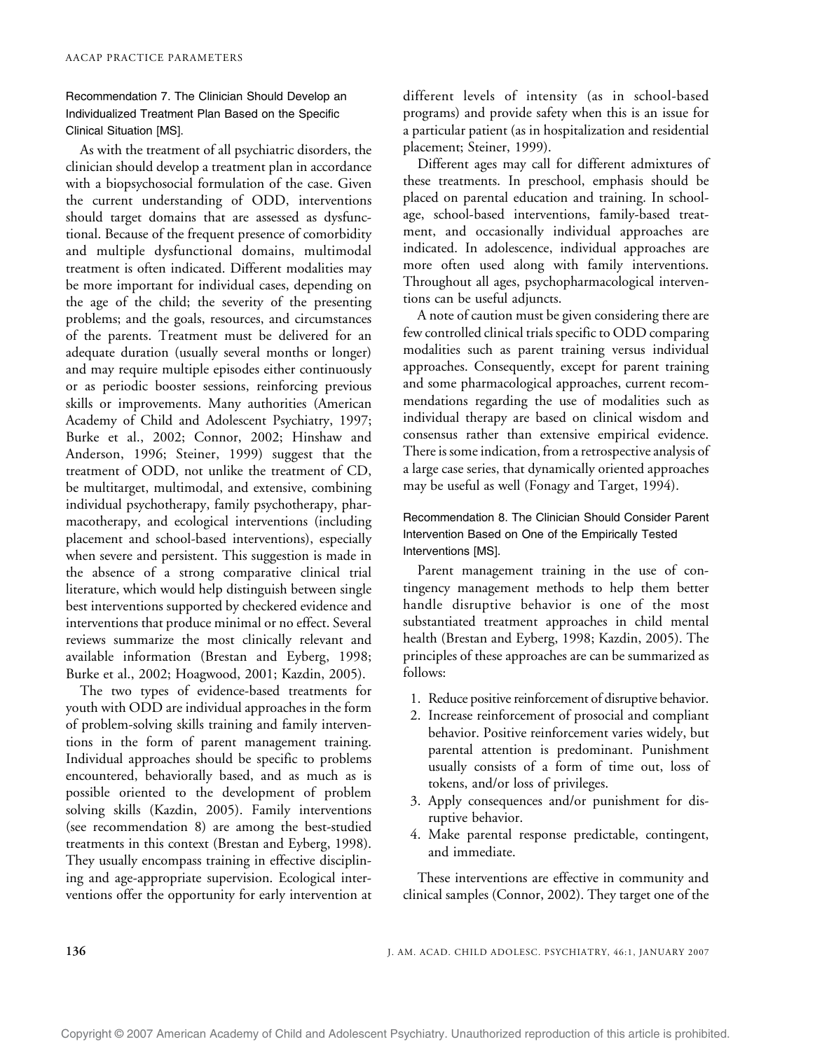### Recommendation 7. The Clinician Should Develop an Individualized Treatment Plan Based on the Specific Clinical Situation [MS].

As with the treatment of all psychiatric disorders, the clinician should develop a treatment plan in accordance with a biopsychosocial formulation of the case. Given the current understanding of ODD, interventions should target domains that are assessed as dysfunctional. Because of the frequent presence of comorbidity and multiple dysfunctional domains, multimodal treatment is often indicated. Different modalities may be more important for individual cases, depending on the age of the child; the severity of the presenting problems; and the goals, resources, and circumstances of the parents. Treatment must be delivered for an adequate duration (usually several months or longer) and may require multiple episodes either continuously or as periodic booster sessions, reinforcing previous skills or improvements. Many authorities (American Academy of Child and Adolescent Psychiatry, 1997; Burke et al., 2002; Connor, 2002; Hinshaw and Anderson, 1996; Steiner, 1999) suggest that the treatment of ODD, not unlike the treatment of CD, be multitarget, multimodal, and extensive, combining individual psychotherapy, family psychotherapy, pharmacotherapy, and ecological interventions (including placement and school-based interventions), especially when severe and persistent. This suggestion is made in the absence of a strong comparative clinical trial literature, which would help distinguish between single best interventions supported by checkered evidence and interventions that produce minimal or no effect. Several reviews summarize the most clinically relevant and available information (Brestan and Eyberg, 1998; Burke et al., 2002; Hoagwood, 2001; Kazdin, 2005).

The two types of evidence-based treatments for youth with ODD are individual approaches in the form of problem-solving skills training and family interventions in the form of parent management training. Individual approaches should be specific to problems encountered, behaviorally based, and as much as is possible oriented to the development of problem solving skills (Kazdin, 2005). Family interventions (see recommendation 8) are among the best-studied treatments in this context (Brestan and Eyberg, 1998). They usually encompass training in effective disciplining and age-appropriate supervision. Ecological interventions offer the opportunity for early intervention at different levels of intensity (as in school-based programs) and provide safety when this is an issue for a particular patient (as in hospitalization and residential placement; Steiner, 1999).

Different ages may call for different admixtures of these treatments. In preschool, emphasis should be placed on parental education and training. In school-age, school-based interventions, family-based treatment, and occasionally individual approaches are indicated. In adolescence, individual approaches are more often used along with family interventions. Throughout all ages, psychopharmacological interventions can be useful adjuncts.

A note of caution must be given considering there are few controlled clinical trials specific to ODD comparing modalities such as parent training versus individual approaches. Consequently, except for parent training and some pharmacological approaches, current recommendations regarding the use of modalities such as individual therapy are based on clinical wisdom and consensus rather than extensive empirical evidence. There is some indication, from a retrospective analysis of a large case series, that dynamically oriented approaches may be useful as well (Fonagy and Target, 1994).

### Recommendation 8. The Clinician Should Consider Parent Intervention Based on One of the Empirically Tested Interventions [MS].

Parent management training in the use of contingency management methods to help them better handle disruptive behavior is one of the most substantiated treatment approaches in child mental health (Brestan and Eyberg, 1998; Kazdin, 2005). The principles of these approaches are can be summarized as follows:

1. Reduce positive reinforcement of disruptive behavior.
2. Increase reinforcement of prosocial and compliant behavior. Positive reinforcement varies widely, but parental attention is predominant. Punishment usually consists of a form of time out, loss of tokens, and/or loss of privileges.
3. Apply consequences and/or punishment for disruptive behavior.
4. Make parental response predictable, contingent, and immediate.

These interventions are effective in community and clinical samples (Connor, 2002). They target one of the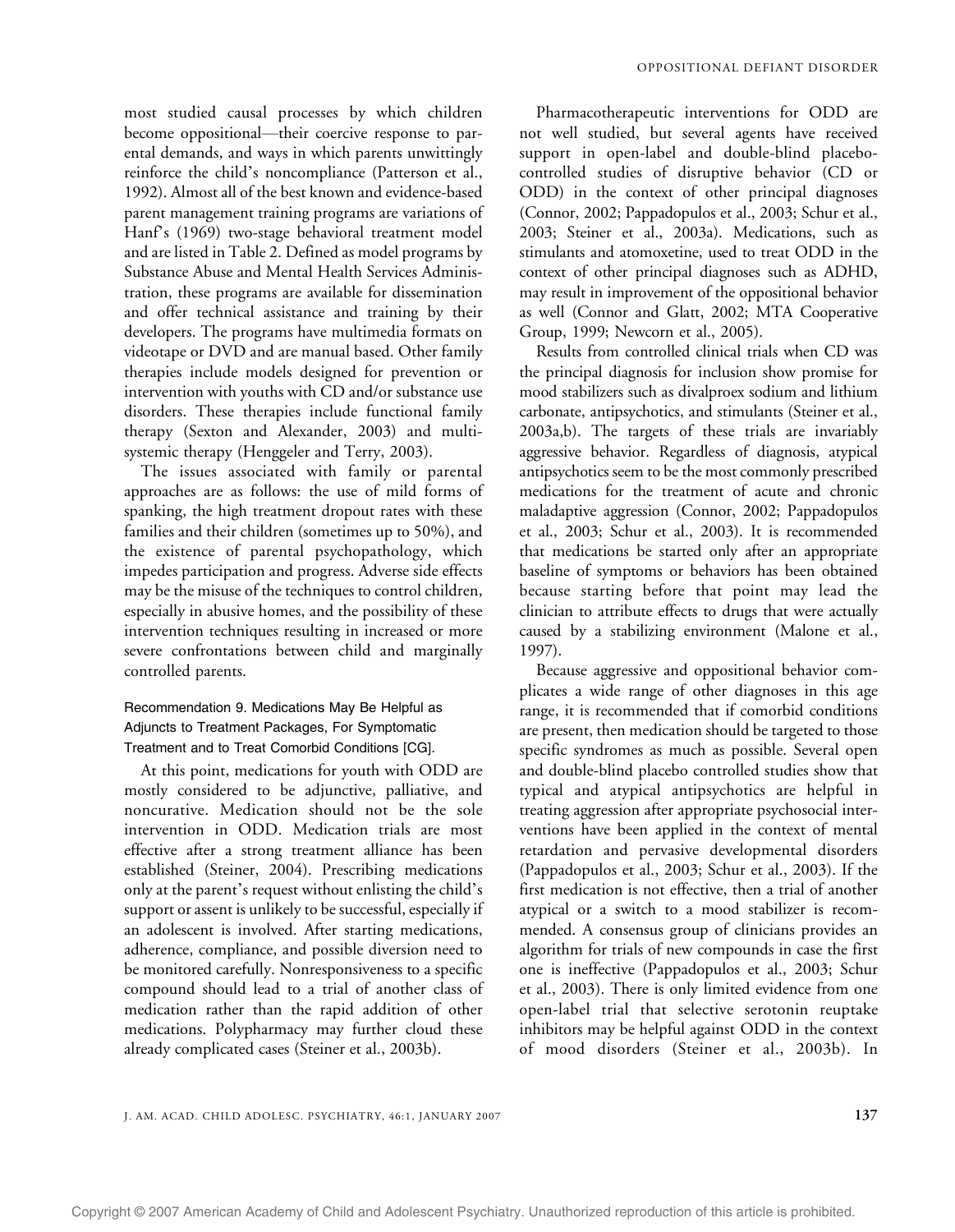most studied causal processes by which children become oppositional—their coercive response to parental demands, and ways in which parents unwittingly reinforce the child's noncompliance (Patterson et al., 1992). Almost all of the best known and evidence-based parent management training programs are variations of Hanf's (1969) two-stage behavioral treatment model and are listed in Table 2. Defined as model programs by Substance Abuse and Mental Health Services Administration, these programs are available for dissemination and offer technical assistance and training by their developers. The programs have multimedia formats on videotape or DVD and are manual based. Other family therapies include models designed for prevention or intervention with youths with CD and/or substance use disorders. These therapies include functional family therapy (Sexton and Alexander, 2003) and multisystemic therapy (Henggeler and Terry, 2003).

The issues associated with family or parental approaches are as follows: the use of mild forms of spanking, the high treatment dropout rates with these families and their children (sometimes up to 50%), and the existence of parental psychopathology, which impedes participation and progress. Adverse side effects may be the misuse of the techniques to control children, especially in abusive homes, and the possibility of these intervention techniques resulting in increased or more severe confrontations between child and marginally controlled parents.

### Recommendation 9. Medications May Be Helpful as Adjuncts to Treatment Packages, For Symptomatic Treatment and to Treat Comorbid Conditions [CG].

At this point, medications for youth with ODD are mostly considered to be adjunctive, palliative, and noncurative. Medication should not be the sole intervention in ODD. Medication trials are most effective after a strong treatment alliance has been established (Steiner, 2004). Prescribing medications only at the parent's request without enlisting the child's support or assent is unlikely to be successful, especially if an adolescent is involved. After starting medications, adherence, compliance, and possible diversion need to be monitored carefully. Nonresponsiveness to a specific compound should lead to a trial of another class of medication rather than the rapid addition of other medications. Polypharmacy may further cloud these already complicated cases (Steiner et al., 2003b).

Pharmacotherapeutic interventions for ODD are not well studied, but several agents have received support in open-label and double-blind placebo-controlled studies of disruptive behavior (CD or ODD) in the context of other principal diagnoses (Connor, 2002; Pappadopulos et al., 2003; Schur et al., 2003; Steiner et al., 2003a). Medications, such as stimulants and atomoxetine, used to treat ODD in the context of other principal diagnoses such as ADHD, may result in improvement of the oppositional behavior as well (Connor and Glatt, 2002; MTA Cooperative Group, 1999; Newcorn et al., 2005).

Results from controlled clinical trials when CD was the principal diagnosis for inclusion show promise for mood stabilizers such as divalproex sodium and lithium carbonate, antipsychotics, and stimulants (Steiner et al., 2003a,b). The targets of these trials are invariably aggressive behavior. Regardless of diagnosis, atypical antipsychotics seem to be the most commonly prescribed medications for the treatment of acute and chronic maladaptive aggression (Connor, 2002; Pappadopulos et al., 2003; Schur et al., 2003). It is recommended that medications be started only after an appropriate baseline of symptoms or behaviors has been obtained because starting before that point may lead the clinician to attribute effects to drugs that were actually caused by a stabilizing environment (Malone et al., 1997).

Because aggressive and oppositional behavior complicates a wide range of other diagnoses in this age range, it is recommended that if comorbid conditions are present, then medication should be targeted to those specific syndromes as much as possible. Several open and double-blind placebo controlled studies show that typical and atypical antipsychotics are helpful in treating aggression after appropriate psychosocial interventions have been applied in the context of mental retardation and pervasive developmental disorders (Pappadopulos et al., 2003; Schur et al., 2003). If the first medication is not effective, then a trial of another atypical or a switch to a mood stabilizer is recommended. A consensus group of clinicians provides an algorithm for trials of new compounds in case the first one is ineffective (Pappadopulos et al., 2003; Schur et al., 2003). There is only limited evidence from one open-label trial that selective serotonin reuptake inhibitors may be helpful against ODD in the context of mood disorders (Steiner et al., 2003b). In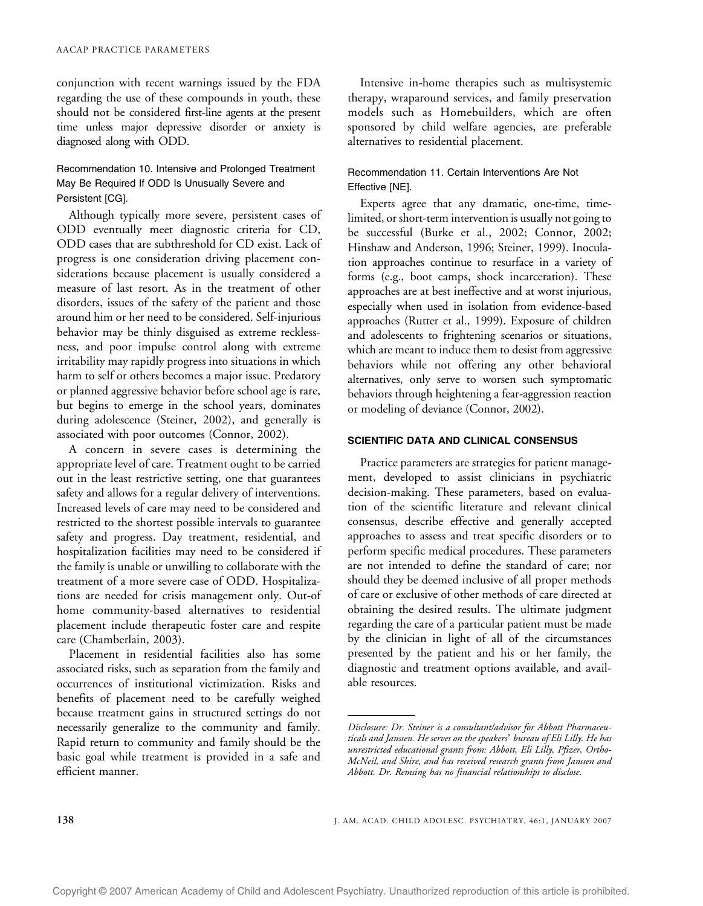conjunction with recent warnings issued by the FDA regarding the use of these compounds in youth, these should not be considered first-line agents at the present time unless major depressive disorder or anxiety is diagnosed along with ODD.

### Recommendation 10. Intensive and Prolonged Treatment May Be Required If ODD Is Unusually Severe and Persistent [CG].

Although typically more severe, persistent cases of ODD eventually meet diagnostic criteria for CD, ODD cases that are subthreshold for CD exist. Lack of progress is one consideration driving placement considerations because placement is usually considered a measure of last resort. As in the treatment of other disorders, issues of the safety of the patient and those around him or her need to be considered. Self-injurious behavior may be thinly disguised as extreme recklessness, and poor impulse control along with extreme irritability may rapidly progress into situations in which harm to self or others becomes a major issue. Predatory or planned aggressive behavior before school age is rare, but begins to emerge in the school years, dominates during adolescence (Steiner, 2002), and generally is associated with poor outcomes (Connor, 2002).

A concern in severe cases is determining the appropriate level of care. Treatment ought to be carried out in the least restrictive setting, one that guarantees safety and allows for a regular delivery of interventions. Increased levels of care may need to be considered and restricted to the shortest possible intervals to guarantee safety and progress. Day treatment, residential, and hospitalization facilities may need to be considered if the family is unable or unwilling to collaborate with the treatment of a more severe case of ODD. Hospitalizations are needed for crisis management only. Out-of home community-based alternatives to residential placement include therapeutic foster care and respite care (Chamberlain, 2003).

Placement in residential facilities also has some associated risks, such as separation from the family and occurrences of institutional victimization. Risks and benefits of placement need to be carefully weighed because treatment gains in structured settings do not necessarily generalize to the community and family. Rapid return to community and family should be the basic goal while treatment is provided in a safe and efficient manner.

Intensive in-home therapies such as multisystemic therapy, wraparound services, and family preservation models such as Homebuilders, which are often sponsored by child welfare agencies, are preferable alternatives to residential placement.

### Recommendation 11. Certain Interventions Are Not Effective [NE].

Experts agree that any dramatic, one-time, time-limited, or short-term intervention is usually not going to be successful (Burke et al., 2002; Connor, 2002; Hinshaw and Anderson, 1996; Steiner, 1999). Inoculation approaches continue to resurface in a variety of forms (e.g., boot camps, shock incarceration). These approaches are at best ineffective and at worst injurious, especially when used in isolation from evidence-based approaches (Rutter et al., 1999). Exposure of children and adolescents to frightening scenarios or situations, which are meant to induce them to desist from aggressive behaviors while not offering any other behavioral alternatives, only serve to worsen such symptomatic behaviors through heightening a fear-aggression reaction or modeling of deviance (Connor, 2002).

## SCIENTIFIC DATA AND CLINICAL CONSENSUS

Practice parameters are strategies for patient management, developed to assist clinicians in psychiatric decision-making. These parameters, based on evaluation of the scientific literature and relevant clinical consensus, describe effective and generally accepted approaches to assess and treat specific disorders or to perform specific medical procedures. These parameters are not intended to define the standard of care; nor should they be deemed inclusive of all proper methods of care or exclusive of other methods of care directed at obtaining the desired results. The ultimate judgment regarding the care of a particular patient must be made by the clinician in light of all of the circumstances presented by the patient and his or her family, the diagnostic and treatment options available, and available resources.

---

*Disclosure: Dr. Steiner is a consultant/advisor for Abbott Pharmaceuticals and Janssen. He serves on the speakers' bureau of Eli Lilly. He has unrestricted educational grants from: Abbott, Eli Lilly, Pfizer, Ortho-McNeil, and Shire, and has received research grants from Janssen and Abbott. Dr. Remsing has no financial relationships to disclose.*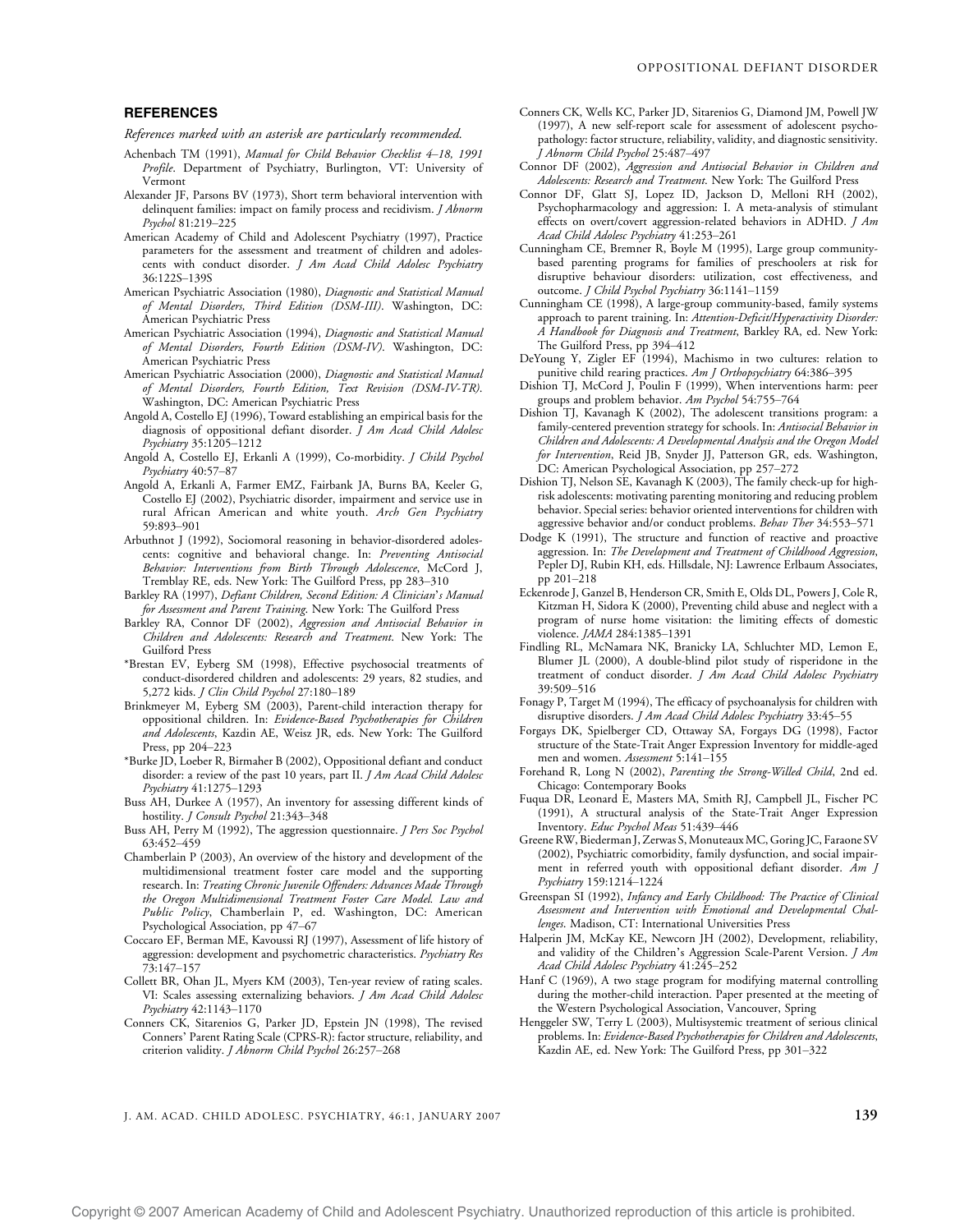## REFERENCES

*References marked with an asterisk are particularly recommended.*

Achenbach TM (1991), *Manual for Child Behavior Checklist 4–18, 1991 Profile*. Department of Psychiatry, Burlington, VT: University of Vermont

Alexander JF, Parsons BV (1973), Short term behavioral intervention with delinquent families: impact on family process and recidivism. *J Abnorm Psychol* 81:219–225

American Academy of Child and Adolescent Psychiatry (1997), Practice parameters for the assessment and treatment of children and adolescents with conduct disorder. *J Am Acad Child Adolesc Psychiatry* 36:122S–139S

American Psychiatric Association (1980), *Diagnostic and Statistical Manual of Mental Disorders, Third Edition (DSM-III)*. Washington, DC: American Psychiatric Press

American Psychiatric Association (1994), *Diagnostic and Statistical Manual of Mental Disorders, Fourth Edition (DSM-IV)*. Washington, DC: American Psychiatric Press

American Psychiatric Association (2000), *Diagnostic and Statistical Manual of Mental Disorders, Fourth Edition, Text Revision (DSM-IV-TR)*. Washington, DC: American Psychiatric Press

Angold A, Costello EJ (1996), Toward establishing an empirical basis for the diagnosis of oppositional defiant disorder. *J Am Acad Child Adolesc Psychiatry* 35:1205–1212

Angold A, Costello EJ, Erkanli A (1999), Co-morbidity. *J Child Psychol Psychiatry* 40:57–87

Angold A, Erkanli A, Farmer EMZ, Fairbank JA, Burns BA, Keeler G, Costello EJ (2002), Psychiatric disorder, impairment and service use in rural African American and white youth. *Arch Gen Psychiatry* 59:893–901

Arbuthnot J (1992), Sociomoral reasoning in behavior-disordered adolescents: cognitive and behavioral change. In: *Preventing Antisocial Behavior: Interventions from Birth Through Adolescence*, McCord J, Tremblay RE, eds. New York: The Guilford Press, pp 283–310

Barkley RA (1997), *Defiant Children, Second Edition: A Clinician's Manual for Assessment and Parent Training*. New York: The Guilford Press

Barkley RA, Connor DF (2002), *Aggression and Antisocial Behavior in Children and Adolescents: Research and Treatment*. New York: The Guilford Press

*Brestan EV, Eyberg SM (1998), Effective psychosocial treatments of conduct-disordered children and adolescents: 29 years, 82 studies, and 5,272 kids. *J Clin Child Psychol* 27:180–189

Brinkmeyer M, Eyberg SM (2003), Parent-child interaction therapy for oppositional children. In: *Evidence-Based Psychotherapies for Children and Adolescents*, Kazdin AE, Weisz JR, eds. New York: The Guilford Press, pp 204–223

*Burke JD, Loeber R, Birmaher B (2002), Oppositional defiant and conduct disorder: a review of the past 10 years, part II. *J Am Acad Child Adolesc Psychiatry* 41:1275–1293

Buss AH, Durkee A (1957), An inventory for assessing different kinds of hostility. *J Consult Psychol* 21:343–348

Buss AH, Perry M (1992), The aggression questionnaire. *J Pers Soc Psychol* 63:452–459

Chamberlain P (2003), An overview of the history and development of the multidimensional treatment foster care model and the supporting research. In: *Treating Chronic Juvenile Offenders: Advances Made Through the Oregon Multidimensional Treatment Foster Care Model. Law and Public Policy*, Chamberlain P, ed. Washington, DC: American Psychological Association, pp 47–67

Coccaro EF, Berman ME, Kavoussi RJ (1997), Assessment of life history of aggression: development and psychometric characteristics. *Psychiatry Res* 73:147–157

Collett BR, Ohan JL, Myers KM (2003), Ten-year review of rating scales. VI: Scales assessing externalizing behaviors. *J Am Acad Child Adolesc Psychiatry* 42:1143–1170

Conners CK, Sitarenios G, Parker JD, Epstein JN (1998), The revised Conners' Parent Rating Scale (CPRS-R): factor structure, reliability, and criterion validity. *J Abnorm Child Psychol* 26:257–268

Conners CK, Wells KC, Parker JD, Sitarenios G, Diamond JM, Powell JW (1997), A new self-report scale for assessment of adolescent psychopathology: factor structure, reliability, validity, and diagnostic sensitivity. *J Abnorm Child Psychol* 25:487–497

Connor DF (2002), *Aggression and Antisocial Behavior in Children and Adolescents: Research and Treatment*. New York: The Guilford Press

Connor DF, Glatt SJ, Lopez ID, Jackson D, Melloni RH (2002), Psychopharmacology and aggression: I. A meta-analysis of stimulant effects on overt/covert aggression-related behaviors in ADHD. *J Am Acad Child Adolesc Psychiatry* 41:253–261

Cunningham CE, Bremner R, Boyle M (1995), Large group community-based parenting programs for families of preschoolers at risk for disruptive behaviour disorders: utilization, cost effectiveness, and outcome. *J Child Psychol Psychiatry* 36:1141–1159

Cunningham CE (1998), A large-group community-based, family systems approach to parent training. In: *Attention-Deficit/Hyperactivity Disorder: A Handbook for Diagnosis and Treatment*, Barkley RA, ed. New York: The Guilford Press, pp 394–412

DeYoung Y, Zigler EF (1994), Machismo in two cultures: relation to punitive child rearing practices. *Am J Orthopsychiatry* 64:386–395

Dishion TJ, McCord J, Poulin F (1999), When interventions harm: peer groups and problem behavior. *Am Psychol* 54:755–764

Dishion TJ, Kavanagh K (2002), The adolescent transitions program: a family-centered prevention strategy for schools. In: *Antisocial Behavior in Children and Adolescents: A Developmental Analysis and the Oregon Model for Intervention*, Reid JB, Snyder JJ, Patterson GR, eds. Washington, DC: American Psychological Association, pp 257–272

Dishion TJ, Nelson SE, Kavanagh K (2003), The family check-up for high-risk adolescents: motivating parenting monitoring and reducing problem behavior. Special series: behavior oriented interventions for children with aggressive behavior and/or conduct problems. *Behav Ther* 34:553–571

Dodge K (1991), The structure and function of reactive and proactive aggression. In: *The Development and Treatment of Childhood Aggression*, Pepler DJ, Rubin KH, eds. Hillsdale, NJ: Lawrence Erlbaum Associates, pp 201–218

Eckenrode J, Ganzel B, Henderson CR, Smith E, Olds DL, Powers J, Cole R, Kitzman H, Sidora K (2000), Preventing child abuse and neglect with a program of nurse home visitation: the limiting effects of domestic violence. *JAMA* 284:1385–1391

Findling RL, McNamara NK, Branicky LA, Schluchter MD, Lemon E, Blumer JL (2000), A double-blind pilot study of risperidone in the treatment of conduct disorder. *J Am Acad Child Adolesc Psychiatry* 39:509–516

Fonagy P, Target M (1994), The efficacy of psychoanalysis for children with disruptive disorders. *J Am Acad Child Adolesc Psychiatry* 33:45–55

Forgays DK, Spielberger CD, Ottaway SA, Forgays DG (1998), Factor structure of the State-Trait Anger Expression Inventory for middle-aged men and women. *Assessment* 5:141–155

Forehand R, Long N (2002), *Parenting the Strong-Willed Child*, 2nd ed. Chicago: Contemporary Books

Fuqua DR, Leonard E, Masters MA, Smith RJ, Campbell JL, Fischer PC (1991), A structural analysis of the State-Trait Anger Expression Inventory. *Educ Psychol Meas* 51:439–446

Greene RW, Biederman J, Zerwas S, Monuteaux MC, Goring JC, Faraone SV (2002), Psychiatric comorbidity, family dysfunction, and social impairment in referred youth with oppositional defiant disorder. *Am J Psychiatry* 159:1214–1224

Greenspan SI (1992), *Infancy and Early Childhood: The Practice of Clinical Assessment and Intervention with Emotional and Developmental Challenges*. Madison, CT: International Universities Press

Halperin JM, McKay KE, Newcorn JH (2002), Development, reliability, and validity of the Children's Aggression Scale-Parent Version. *J Am Acad Child Adolesc Psychiatry* 41:245–252

Hanf C (1969), A two stage program for modifying maternal controlling during the mother-child interaction. Paper presented at the meeting of the Western Psychological Association, Vancouver, Spring

Henggeler SW, Terry L (2003), Multisystemic treatment of serious clinical problems. In: *Evidence-Based Psychotherapies for Children and Adolescents*, Kazdin AE, ed. New York: The Guilford Press, pp 301–322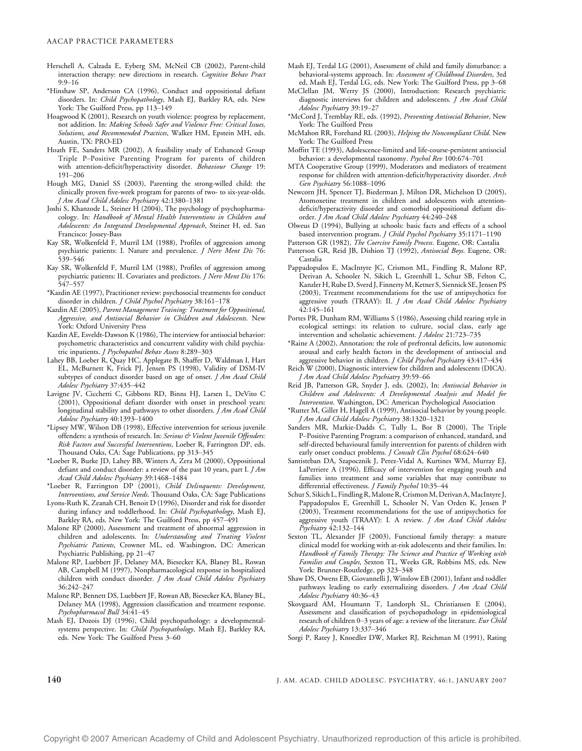Herschell A, Calzada E, Eyberg SM, McNeil CB (2002), Parent-child interaction therapy: new directions in research. *Cognitive Behav Pract* 9:9–16

*Hinshaw SP, Anderson CA (1996), Conduct and oppositional defiant disorders. In: *Child Psychopathology*, Mash EJ, Barkley RA, eds. New York: The Guilford Press, pp 113–149

Hoagwood K (2001), Research on youth violence: progress by replacement, not addition. In: *Making Schools Safer and Violence Free: Critical Issues, Solutions, and Recommended Practices*, Walker HM, Epstein MH, eds. Austin, TX: PRO-ED

Hoath FE, Sanders MR (2002), A feasibility study of Enhanced Group Triple P–Positive Parenting Program for parents of children with attention-deficit/hyperactivity disorder. *Behaviour Change* 19: 191–206

Hough MG, Daniel SS (2003), Parenting the strong-willed child: the clinically proven five-week program for parents of two- to six-year-olds. *J Am Acad Child Adolesc Psychiatry* 42:1380–1381

Joshi S, Khanzode L, Steiner H (2004), The psychology of psychopharmacology. In: *Handbook of Mental Health Interventions in Children and Adolescents: An Integrated Developmental Approach*, Steiner H, ed. San Francisco: Jossey-Bass

Kay SR, Wolkenfeld F, Murril LM (1988), Profiles of aggression among psychiatric patients: I. Nature and prevalence. *J Nerv Ment Dis* 76: 539–546

Kay SR, Wolkenfeld F, Murril LM (1988), Profiles of aggression among psychiatric patients: II. Covariates and predictors. *J Nerv Ment Dis* 176: 547–557

*Kazdin AE (1997), Practitioner review: psychosocial treatments for conduct disorder in children. *J Child Psychol Psychiatry* 38:161–178

Kazdin AE (2005), *Parent Management Training: Treatment for Oppositional, Aggressive, and Antisocial Behavior in Children and Adolescents*. New York: Oxford University Press

Kazdin AE, Esveldt-Dawson K (1986), The interview for antisocial behavior: psychometric characteristics and concurrent validity with child psychiatric inpatients. *J Psychopathol Behav Assess* 8:289–303

Lahey BB, Loeber R, Quay HC, Applegate B, Shaffer D, Waldman I, Hart EL, McBurnett K, Frick PJ, Jensen PS (1998), Validity of DSM-IV subtypes of conduct disorder based on age of onset. *J Am Acad Child Adolesc Psychiatry* 37:435–442

Lavigne JV, Cicchetti C, Gibbons RD, Binns HJ, Larsen L, DeVito C (2001), Oppositional defiant disorder with onset in preschool years: longitudinal stability and pathways to other disorders. *J Am Acad Child Adolesc Psychiatry* 40:1393–1400

*Lipsey MW, Wilson DB (1998), Effective intervention for serious juvenile offenders: a synthesis of research. In: *Serious & Violent Juvenile Offenders: Risk Factors and Successful Interventions*, Loeber R, Farrington DP, eds. Thousand Oaks, CA: Sage Publications, pp 313–345

*Loeber R, Burke JD, Lahey BB, Winters A, Zera M (2000), Oppositional defiant and conduct disorder: a review of the past 10 years, part I. *J Am Acad Child Adolesc Psychiatry* 39:1468–1484

*Loeber R, Farrington DP (2001), *Child Delinquents: Development, Interventions, and Service Needs*. Thousand Oaks, CA: Sage Publications

Lyons-Ruth K, Zeanah CH, Benoit D (1996), Disorder and risk for disorder during infancy and toddlerhood. In: *Child Psychopathology*, Mash EJ, Barkley RA, eds. New York: The Guilford Press, pp 457–491

Malone RP (2000), Assessment and treatment of abnormal aggression in children and adolescents. In: *Understanding and Treating Violent Psychiatric Patients*, Crowner ML, ed. Washington, DC: American Psychiatric Publishing, pp 21–47

Malone RP, Luebbert JF, Delaney MA, Biesecker KA, Blaney BL, Rowan AB, Campbell M (1997), Nonpharmacological response in hospitalized children with conduct disorder. *J Am Acad Child Adolesc Psychiatry* 36:242–247

Malone RP, Bennett DS, Luebbert JF, Rowan AB, Biesecker KA, Blaney BL, Delaney MA (1998), Aggression classification and treatment response. *Psychopharmacol Bull* 34:41–45

Mash EJ, Dozois DJ (1996), Child psychopathology: a developmental-systems perspective. In: *Child Psychopathology*, Mash EJ, Barkley RA, eds. New York: The Guilford Press 3–60

Mash EJ, Terdal LG (2001), Assessment of child and family disturbance: a behavioral-systems approach. In: *Assessment of Childhood Disorders*, 3rd ed, Mash EJ, Terdal LG, eds. New York: The Guilford Press, pp 3–68

McClellan JM, Werry JS (2000), Introduction: Research psychiatric diagnostic interviews for children and adolescents. *J Am Acad Child Adolesc Psychiatry* 39:19–27

*McCord J, Tremblay RE, eds. (1992), *Preventing Antisocial Behavior*, New York: The Guilford Press

McMahon RR, Forehand RL (2003), *Helping the Noncompliant Child*. New York: The Guilford Press

Moffitt TE (1993), Adolescence-limited and life-course-persistent antisocial behavior: a developmental taxonomy. *Psychol Rev* 100:674–701

MTA Cooperative Group (1999), Moderators and mediators of treatment response for children with attention-deficit/hyperactivity disorder. *Arch Gen Psychiatry* 56:1088–1096

Newcorn JH, Spencer TJ, Biederman J, Milton DR, Michelson D (2005), Atomoxetine treatment in children and adolescents with attention-deficit/hyperactivity disorder and comorbid oppositional defiant disorder. *J Am Acad Child Adolesc Psychiatry* 44:240–248

Olweus D (1994), Bullying at schools: basic facts and effects of a school based intervention program. *J Child Psychol Psychiatry* 35:1171–1190

Patterson GR (1982), *The Coercive Family Process*. Eugene, OR: Castalia

Patterson GR, Reid JB, Dishion TJ (1992), *Antisocial Boys*. Eugene, OR: Castalia

Pappadopulos E, MacIntyre JC, Crismon ML, Findling R, Malone RP, Derivan A, Schooler N, Sikich L, Greenhill L, Schur SB, Felton C, Kanzler H, Rube D, Sverd J, Finnerty M, Ketner S, Siennick SE, Jensen PS (2003), Treatment recommendations for the use of antipsychotics for aggressive youth (TRAAY): II. *J Am Acad Child Adolesc Psychiatry* 42:145–161

Portes PR, Dunham RM, Williams S (1986), Assessing child rearing style in ecological settings: its relation to culture, social class, early age intervention and scholastic achievement. *J Adolesc* 21:723–735

*Raine A (2002), Annotation: the role of prefrontal deficits, low autonomic arousal and early health factors in the development of antisocial and aggressive behavior in children. *J Child Psychol Psychiatry* 43:417–434

Reich W (2000), Diagnostic interview for children and adolescents (DICA). *J Am Acad Child Adolesc Psychiatry* 39:59–66

Reid JB, Patterson GR, Snyder J, eds. (2002), In: *Antisocial Behavior in Children and Adolescents: A Developmental Analysis and Model for Intervention*. Washington, DC: American Psychological Association

*Rutter M, Giller H, Hagell A (1999), Antisocial behavior by young people. *J Am Acad Child Adolesc Psychiatry* 38:1320–1321

Sanders MR, Markie-Dadds C, Tully L, Bor B (2000), The Triple P–Positive Parenting Program: a comparison of enhanced, standard, and self-directed behavioural family intervention for parents of children with early onset conduct problems. *J Consult Clin Psychol* 68:624–640

Santisteban DA, Szapocznik J, Perez-Vidal A, Kurtines WM, Murray EJ, LaPerriere A (1996), Efficacy of intervention for engaging youth and families into treatment and some variables that may contribute to differential effectiveness. *J Family Psychol* 10:35–44

Schur S, Sikich L, Findling R, Malone R, Crismon M, Derivan A, MacIntyre J, Pappadopulos E, Greenhill L, Schooler N, Van Orden K, Jensen P (2003), Treatment recommendations for the use of antipsychotics for aggressive youth (TRAAY): I. A review. *J Am Acad Child Adolesc Psychiatry* 42:132–144

Sexton TL, Alexander JF (2003), Functional family therapy: a mature clinical model for working with at-risk adolescents and their families. In: *Handbook of Family Therapy: The Science and Practice of Working with Families and Couples*, Sexton TL, Weeks GR, Robbins MS, eds. New York: Brunner-Routledge, pp 323–348

Shaw DS, Owens EB, Giovannelli J, Winslow EB (2001), Infant and toddler pathways leading to early externalizing disorders. *J Am Acad Child Adolesc Psychiatry* 40:36–43

Skovgaard AM, Houmann T, Landorph SL, Christiansen E (2004), Assessment and classification of psychopathology in epidemiological research of children 0–3 years of age: a review of the literature. *Eur Child Adolesc Psychiatry* 13:337–346

Sorgi P, Ratey J, Knoedler DW, Market RJ, Reichman M (1991), Rating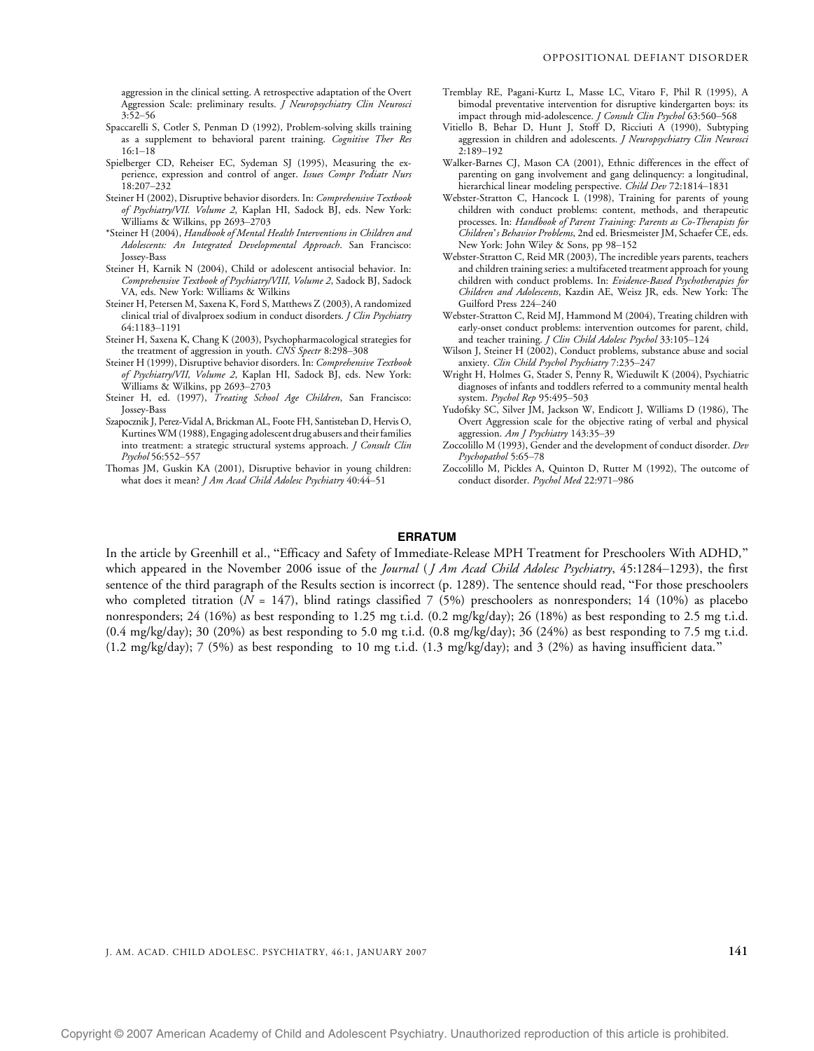aggression in the clinical setting. A retrospective adaptation of the Overt Aggression Scale: preliminary results. *J Neuropsychiatry Clin Neurosci* 3:52–56

Spaccarelli S, Cotler S, Penman D (1992), Problem-solving skills training as a supplement to behavioral parent training. *Cognitive Ther Res* 16:1–18

Spielberger CD, Reheiser EC, Sydeman SJ (1995), Measuring the experience, expression and control of anger. *Issues Compr Pediatr Nurs* 18:207–232

Steiner H (2002), Disruptive behavior disorders. In: *Comprehensive Textbook of Psychiatry/VII. Volume 2*, Kaplan HI, Sadock BJ, eds. New York: Williams & Wilkins, pp 2693–2703

*Steiner H (2004), *Handbook of Mental Health Interventions in Children and Adolescents: An Integrated Developmental Approach*. San Francisco: Jossey-Bass

Steiner H, Karnik N (2004), Child or adolescent antisocial behavior. In: *Comprehensive Textbook of Psychiatry/VIII, Volume 2*, Sadock BJ, Sadock VA, eds. New York: Williams & Wilkins

Steiner H, Petersen M, Saxena K, Ford S, Matthews Z (2003), A randomized clinical trial of divalproex sodium in conduct disorders. *J Clin Psychiatry* 64:1183–1191

Steiner H, Saxena K, Chang K (2003), Psychopharmacological strategies for the treatment of aggression in youth. *CNS Spectr* 8:298–308

Steiner H (1999), Disruptive behavior disorders. In: *Comprehensive Textbook of Psychiatry/VII, Volume 2*, Kaplan HI, Sadock BJ, eds. New York: Williams & Wilkins, pp 2693–2703

Steiner H, ed. (1997), *Treating School Age Children*, San Francisco: Jossey-Bass

Szapocznik J, Perez-Vidal A, Brickman AL, Foote FH, Santisteban D, Hervis O, Kurtines WM (1988), Engaging adolescent drug abusers and their families into treatment: a strategic structural systems approach. *J Consult Clin Psychol* 56:552–557

Thomas JM, Guskin KA (2001), Disruptive behavior in young children: what does it mean? *J Am Acad Child Adolesc Psychiatry* 40:44–51

Tremblay RE, Pagani-Kurtz L, Masse LC, Vitaro F, Phil R (1995), A bimodal preventative intervention for disruptive kindergarten boys: its impact through mid-adolescence. *J Consult Clin Psychol* 63:560–568

Vitiello B, Behar D, Hunt J, Stoff D, Ricciuti A (1990), Subtyping aggression in children and adolescents. *J Neuropsychiatry Clin Neurosci* 2:189–192

Walker-Barnes CJ, Mason CA (2001), Ethnic differences in the effect of parenting on gang involvement and gang delinquency: a longitudinal, hierarchical linear modeling perspective. *Child Dev* 72:1814–1831

Webster-Stratton C, Hancock L (1998), Training for parents of young children with conduct problems: content, methods, and therapeutic processes. In: *Handbook of Parent Training: Parents as Co-Therapists for Children's Behavior Problems*, 2nd ed. Briesmeister JM, Schaefer CE, eds. New York: John Wiley & Sons, pp 98–152

Webster-Stratton C, Reid MR (2003), The incredible years parents, teachers and children training series: a multifaceted treatment approach for young children with conduct problems. In: *Evidence-Based Psychotherapies for Children and Adolescents*, Kazdin AE, Weisz JR, eds. New York: The Guilford Press 224–240

Webster-Stratton C, Reid MJ, Hammond M (2004), Treating children with early-onset conduct problems: intervention outcomes for parent, child, and teacher training. *J Clin Child Adolesc Psychol* 33:105–124

Wilson J, Steiner H (2002), Conduct problems, substance abuse and social anxiety. *Clin Child Psychol Psychiatry* 7:235–247

Wright H, Holmes G, Stader S, Penny R, Wieduwilt K (2004), Psychiatric diagnoses of infants and toddlers referred to a community mental health system. *Psychol Rep* 95:495–503

Yudofsky SC, Silver JM, Jackson W, Endicott J, Williams D (1986), The Overt Aggression scale for the objective rating of verbal and physical aggression. *Am J Psychiatry* 143:35–39

Zoccolillo M (1993), Gender and the development of conduct disorder. *Dev Psychopathol* 5:65–78

Zoccolillo M, Pickles A, Quinton D, Rutter M (1992), The outcome of conduct disorder. *Psychol Med* 22:971–986

## ERRATUM

In the article by Greenhill et al., "Efficacy and Safety of Immediate-Release MPH Treatment for Preschoolers With ADHD," which appeared in the November 2006 issue of the *Journal* (*J Am Acad Child Adolesc Psychiatry*, 45:1284–1293), the first sentence of the third paragraph of the Results section is incorrect (p. 1289). The sentence should read, "For those preschoolers who completed titration ($N$ = 147), blind ratings classified 7 (5%) preschoolers as nonresponders; 14 (10%) as placebo nonresponders; 24 (16%) as best responding to 1.25 mg t.i.d. (0.2 mg/kg/day); 26 (18%) as best responding to 2.5 mg t.i.d. (0.4 mg/kg/day); 30 (20%) as best responding to 5.0 mg t.i.d. (0.8 mg/kg/day); 36 (24%) as best responding to 7.5 mg t.i.d. (1.2 mg/kg/day); 7 (5%) as best responding to 10 mg t.i.d. (1.3 mg/kg/day); and 3 (2%) as having insufficient data."

Copyright © 2007 American Academy of Child and Adolescent Psychiatry. Unauthorized reproduction of this article is prohibited.